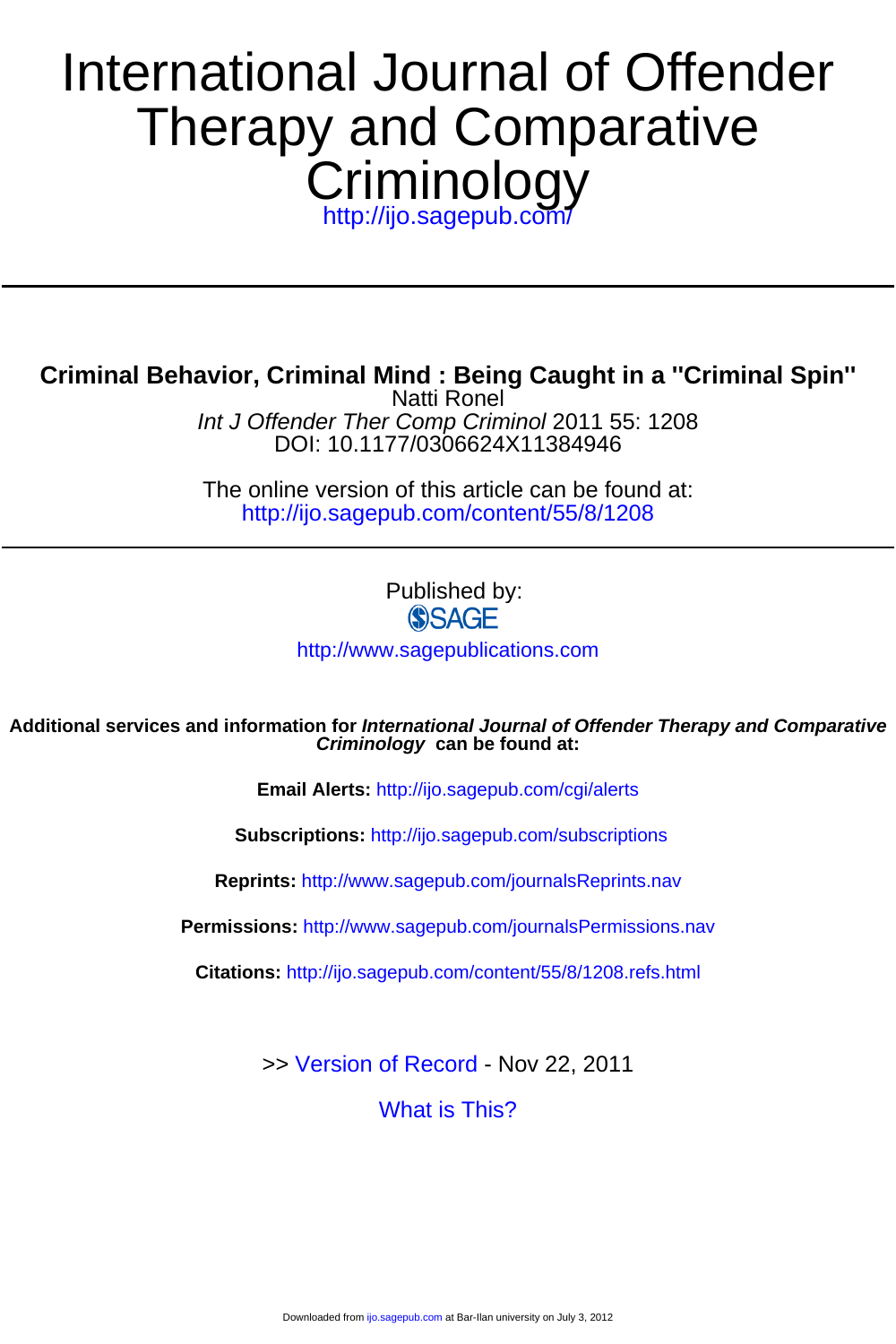# International Journal of Offender Therapy and Comparative Criminology

http://ijo.sagepub.com/

---

## Criminal Behavior, Criminal Mind : Being Caught in a "Criminal Spin"

Natti Ronel

*Int J Offender Ther Comp Criminol* 2011 55: 1208

DOI: 10.1177/0306624X11384946

The online version of this article can be found at:
http://ijo.sagepub.com/content/55/8/1208

---

Published by:

SAGE

http://www.sagepublications.com

**Additional services and information for *International Journal of Offender Therapy and Comparative Criminology* can be found at:**

**Email Alerts:** http://ijo.sagepub.com/cgi/alerts

**Subscriptions:** http://ijo.sagepub.com/subscriptions

**Reprints:** http://www.sagepub.com/journalsReprints.nav

**Permissions:** http://www.sagepub.com/journalsPermissions.nav

**Citations:** http://ijo.sagepub.com/content/55/8/1208.refs.html

>> Version of Record - Nov 22, 2011

What is This?

Downloaded from ijo.sagepub.com at Bar-Ilan university on July 3, 2012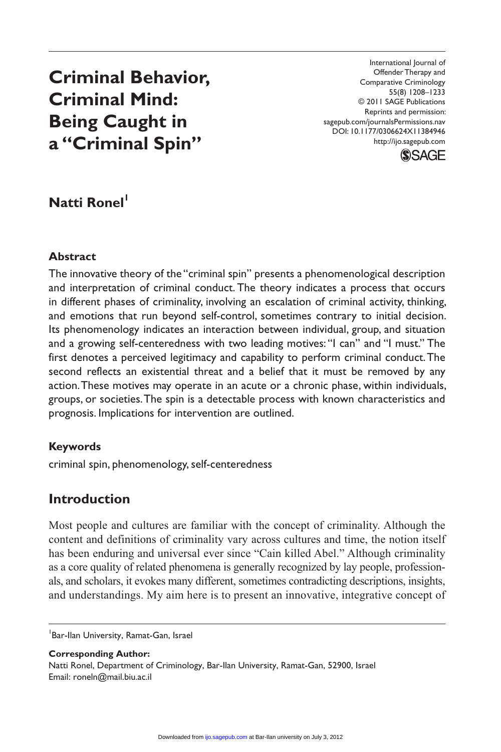# Criminal Behavior, Criminal Mind: Being Caught in a "Criminal Spin"

**Natti Ronel**[1]

### Abstract

The innovative theory of the "criminal spin" presents a phenomenological description and interpretation of criminal conduct. The theory indicates a process that occurs in different phases of criminality, involving an escalation of criminal activity, thinking, and emotions that run beyond self-control, sometimes contrary to initial decision. Its phenomenology indicates an interaction between individual, group, and situation and a growing self-centeredness with two leading motives: "I can" and "I must." The first denotes a perceived legitimacy and capability to perform criminal conduct. The second reflects an existential threat and a belief that it must be removed by any action. These motives may operate in an acute or a chronic phase, within individuals, groups, or societies. The spin is a detectable process with known characteristics and prognosis. Implications for intervention are outlined.

### Keywords

criminal spin, phenomenology, self-centeredness

## Introduction

Most people and cultures are familiar with the concept of criminality. Although the content and definitions of criminality vary across cultures and time, the notion itself has been enduring and universal ever since "Cain killed Abel." Although criminality as a core quality of related phenomena is generally recognized by lay people, professionals, and scholars, it evokes many different, sometimes contradicting descriptions, insights, and understandings. My aim here is to present an innovative, integrative concept of

[1]Bar-Ilan University, Ramat-Gan, Israel

**Corresponding Author:**
Natti Ronel, Department of Criminology, Bar-Ilan University, Ramat-Gan, 52900, Israel
Email: roneln@mail.biu.ac.il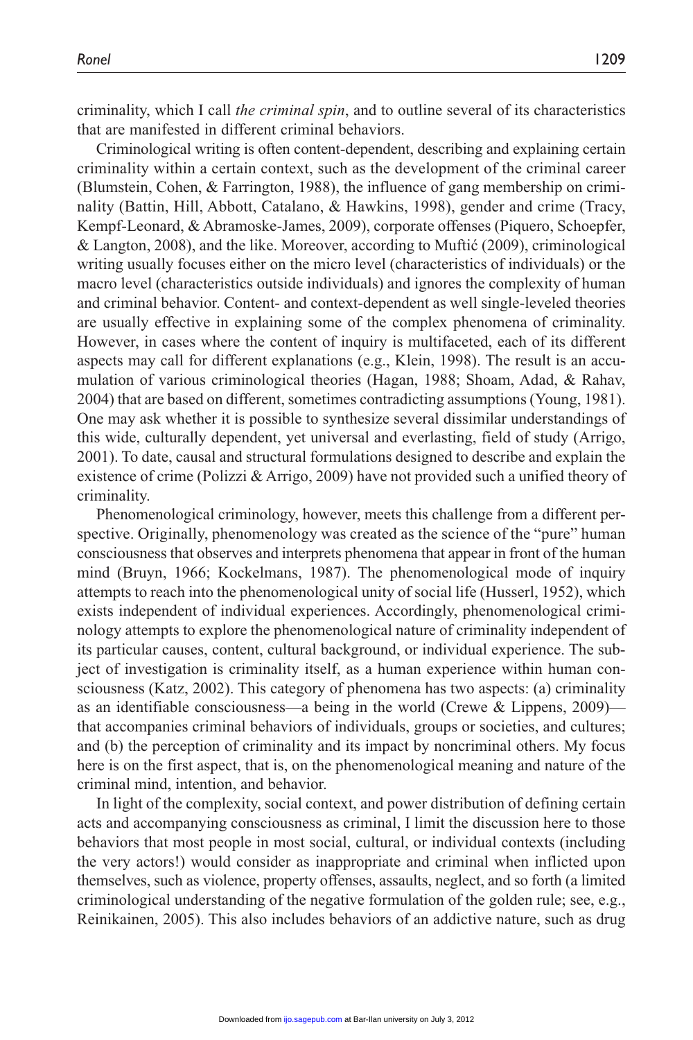criminality, which I call *the criminal spin*, and to outline several of its characteristics that are manifested in different criminal behaviors.

Criminological writing is often content-dependent, describing and explaining certain criminality within a certain context, such as the development of the criminal career (Blumstein, Cohen, & Farrington, 1988), the influence of gang membership on criminality (Battin, Hill, Abbott, Catalano, & Hawkins, 1998), gender and crime (Tracy, Kempf-Leonard, & Abramoske-James, 2009), corporate offenses (Piquero, Schoepfer, & Langton, 2008), and the like. Moreover, according to Muftić (2009), criminological writing usually focuses either on the micro level (characteristics of individuals) or the macro level (characteristics outside individuals) and ignores the complexity of human and criminal behavior. Content- and context-dependent as well single-leveled theories are usually effective in explaining some of the complex phenomena of criminality. However, in cases where the content of inquiry is multifaceted, each of its different aspects may call for different explanations (e.g., Klein, 1998). The result is an accumulation of various criminological theories (Hagan, 1988; Shoam, Adad, & Rahav, 2004) that are based on different, sometimes contradicting assumptions (Young, 1981). One may ask whether it is possible to synthesize several dissimilar understandings of this wide, culturally dependent, yet universal and everlasting, field of study (Arrigo, 2001). To date, causal and structural formulations designed to describe and explain the existence of crime (Polizzi & Arrigo, 2009) have not provided such a unified theory of criminality.

Phenomenological criminology, however, meets this challenge from a different perspective. Originally, phenomenology was created as the science of the "pure" human consciousness that observes and interprets phenomena that appear in front of the human mind (Bruyn, 1966; Kockelmans, 1987). The phenomenological mode of inquiry attempts to reach into the phenomenological unity of social life (Husserl, 1952), which exists independent of individual experiences. Accordingly, phenomenological criminology attempts to explore the phenomenological nature of criminality independent of its particular causes, content, cultural background, or individual experience. The subject of investigation is criminality itself, as a human experience within human consciousness (Katz, 2002). This category of phenomena has two aspects: (a) criminality as an identifiable consciousness—a being in the world (Crewe & Lippens, 2009)—that accompanies criminal behaviors of individuals, groups or societies, and cultures; and (b) the perception of criminality and its impact by noncriminal others. My focus here is on the first aspect, that is, on the phenomenological meaning and nature of the criminal mind, intention, and behavior.

In light of the complexity, social context, and power distribution of defining certain acts and accompanying consciousness as criminal, I limit the discussion here to those behaviors that most people in most social, cultural, or individual contexts (including the very actors!) would consider as inappropriate and criminal when inflicted upon themselves, such as violence, property offenses, assaults, neglect, and so forth (a limited criminological understanding of the negative formulation of the golden rule; see, e.g., Reinikainen, 2005). This also includes behaviors of an addictive nature, such as drug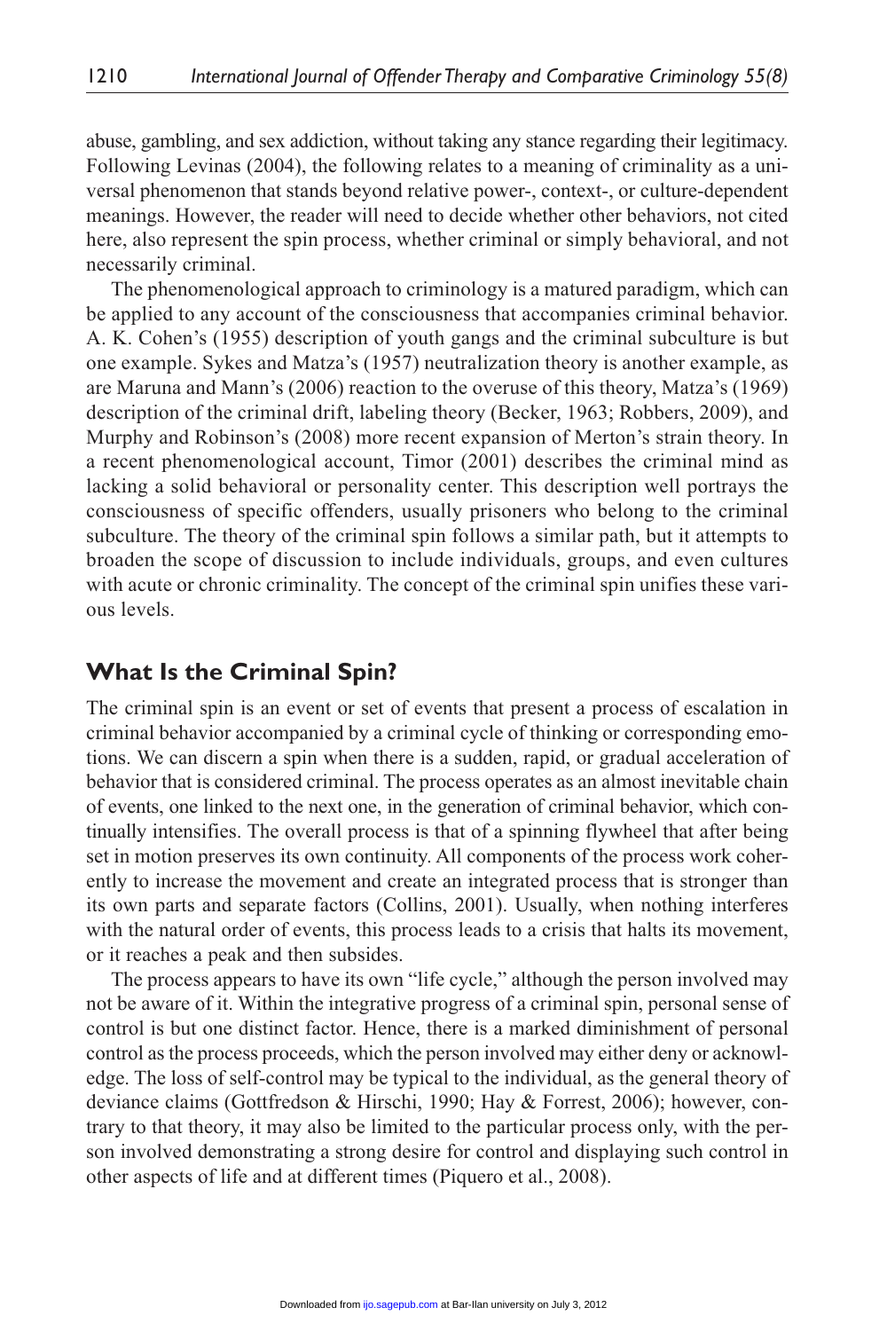abuse, gambling, and sex addiction, without taking any stance regarding their legitimacy. Following Levinas (2004), the following relates to a meaning of criminality as a universal phenomenon that stands beyond relative power-, context-, or culture-dependent meanings. However, the reader will need to decide whether other behaviors, not cited here, also represent the spin process, whether criminal or simply behavioral, and not necessarily criminal.

The phenomenological approach to criminology is a matured paradigm, which can be applied to any account of the consciousness that accompanies criminal behavior. A. K. Cohen's (1955) description of youth gangs and the criminal subculture is but one example. Sykes and Matza's (1957) neutralization theory is another example, as are Maruna and Mann's (2006) reaction to the overuse of this theory, Matza's (1969) description of the criminal drift, labeling theory (Becker, 1963; Robbers, 2009), and Murphy and Robinson's (2008) more recent expansion of Merton's strain theory. In a recent phenomenological account, Timor (2001) describes the criminal mind as lacking a solid behavioral or personality center. This description well portrays the consciousness of specific offenders, usually prisoners who belong to the criminal subculture. The theory of the criminal spin follows a similar path, but it attempts to broaden the scope of discussion to include individuals, groups, and even cultures with acute or chronic criminality. The concept of the criminal spin unifies these various levels.

## What Is the Criminal Spin?

The criminal spin is an event or set of events that present a process of escalation in criminal behavior accompanied by a criminal cycle of thinking or corresponding emotions. We can discern a spin when there is a sudden, rapid, or gradual acceleration of behavior that is considered criminal. The process operates as an almost inevitable chain of events, one linked to the next one, in the generation of criminal behavior, which continually intensifies. The overall process is that of a spinning flywheel that after being set in motion preserves its own continuity. All components of the process work coherently to increase the movement and create an integrated process that is stronger than its own parts and separate factors (Collins, 2001). Usually, when nothing interferes with the natural order of events, this process leads to a crisis that halts its movement, or it reaches a peak and then subsides.

The process appears to have its own "life cycle," although the person involved may not be aware of it. Within the integrative progress of a criminal spin, personal sense of control is but one distinct factor. Hence, there is a marked diminishment of personal control as the process proceeds, which the person involved may either deny or acknowledge. The loss of self-control may be typical to the individual, as the general theory of deviance claims (Gottfredson & Hirschi, 1990; Hay & Forrest, 2006); however, contrary to that theory, it may also be limited to the particular process only, with the person involved demonstrating a strong desire for control and displaying such control in other aspects of life and at different times (Piquero et al., 2008).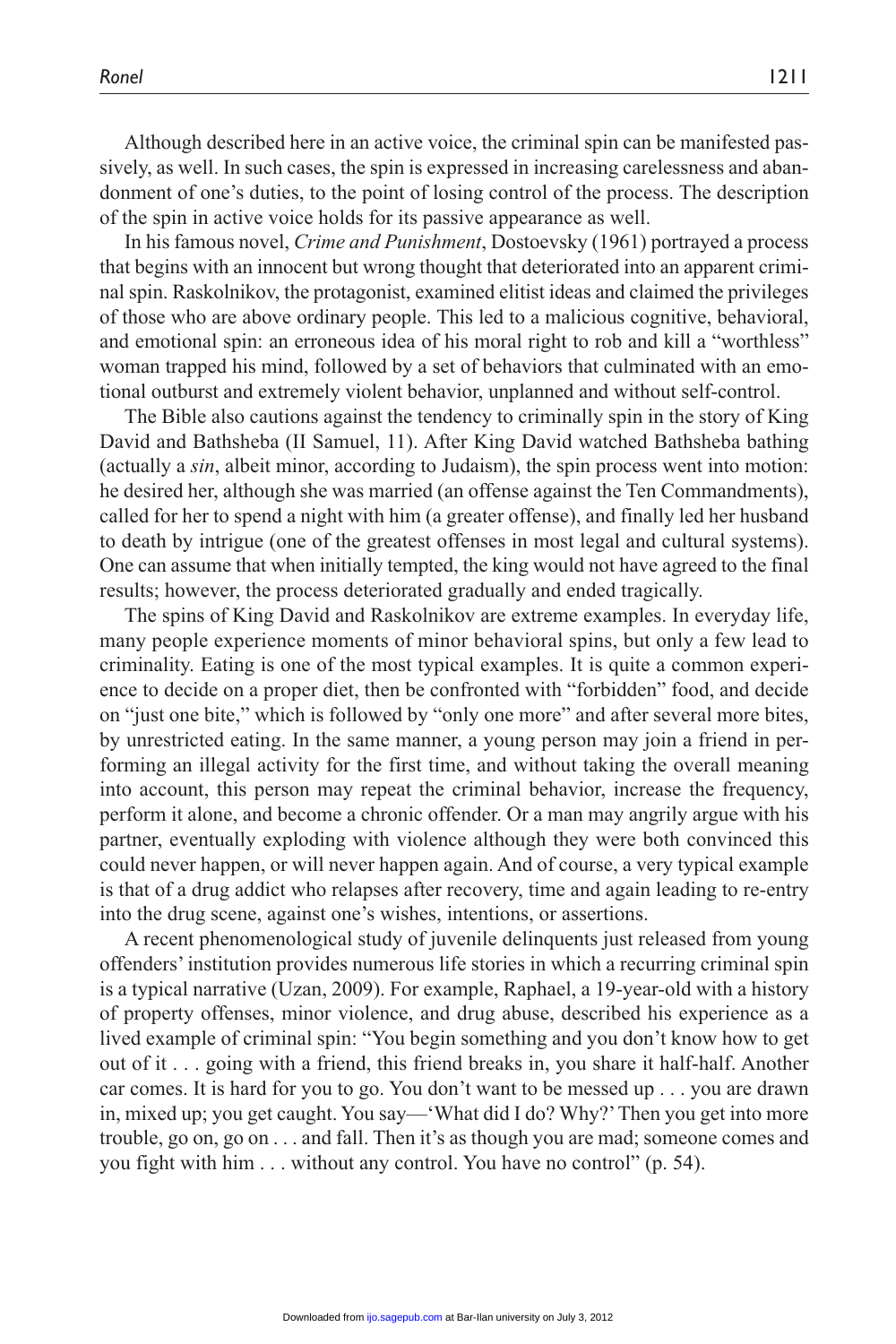Although described here in an active voice, the criminal spin can be manifested passively, as well. In such cases, the spin is expressed in increasing carelessness and abandonment of one's duties, to the point of losing control of the process. The description of the spin in active voice holds for its passive appearance as well.

In his famous novel, *Crime and Punishment*, Dostoevsky (1961) portrayed a process that begins with an innocent but wrong thought that deteriorated into an apparent criminal spin. Raskolnikov, the protagonist, examined elitist ideas and claimed the privileges of those who are above ordinary people. This led to a malicious cognitive, behavioral, and emotional spin: an erroneous idea of his moral right to rob and kill a "worthless" woman trapped his mind, followed by a set of behaviors that culminated with an emotional outburst and extremely violent behavior, unplanned and without self-control.

The Bible also cautions against the tendency to criminally spin in the story of King David and Bathsheba (II Samuel, 11). After King David watched Bathsheba bathing (actually a *sin*, albeit minor, according to Judaism), the spin process went into motion: he desired her, although she was married (an offense against the Ten Commandments), called for her to spend a night with him (a greater offense), and finally led her husband to death by intrigue (one of the greatest offenses in most legal and cultural systems). One can assume that when initially tempted, the king would not have agreed to the final results; however, the process deteriorated gradually and ended tragically.

The spins of King David and Raskolnikov are extreme examples. In everyday life, many people experience moments of minor behavioral spins, but only a few lead to criminality. Eating is one of the most typical examples. It is quite a common experience to decide on a proper diet, then be confronted with "forbidden" food, and decide on "just one bite," which is followed by "only one more" and after several more bites, by unrestricted eating. In the same manner, a young person may join a friend in performing an illegal activity for the first time, and without taking the overall meaning into account, this person may repeat the criminal behavior, increase the frequency, perform it alone, and become a chronic offender. Or a man may angrily argue with his partner, eventually exploding with violence although they were both convinced this could never happen, or will never happen again. And of course, a very typical example is that of a drug addict who relapses after recovery, time and again leading to re-entry into the drug scene, against one's wishes, intentions, or assertions.

A recent phenomenological study of juvenile delinquents just released from young offenders' institution provides numerous life stories in which a recurring criminal spin is a typical narrative (Uzan, 2009). For example, Raphael, a 19-year-old with a history of property offenses, minor violence, and drug abuse, described his experience as a lived example of criminal spin: "You begin something and you don't know how to get out of it . . . going with a friend, this friend breaks in, you share it half-half. Another car comes. It is hard for you to go. You don't want to be messed up . . . you are drawn in, mixed up; you get caught. You say—'What did I do? Why?' Then you get into more trouble, go on, go on . . . and fall. Then it's as though you are mad; someone comes and you fight with him . . . without any control. You have no control" (p. 54).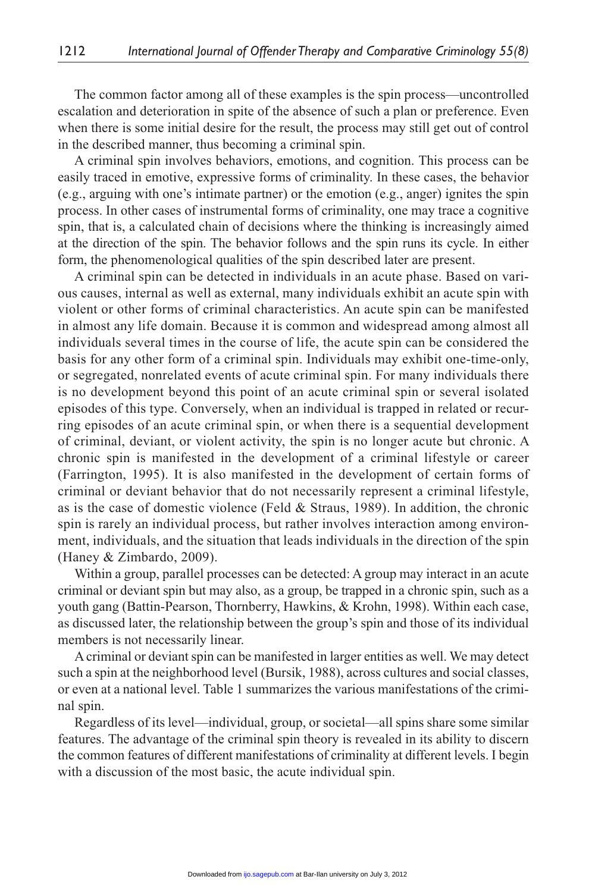The common factor among all of these examples is the spin process—uncontrolled escalation and deterioration in spite of the absence of such a plan or preference. Even when there is some initial desire for the result, the process may still get out of control in the described manner, thus becoming a criminal spin.

A criminal spin involves behaviors, emotions, and cognition. This process can be easily traced in emotive, expressive forms of criminality. In these cases, the behavior (e.g., arguing with one's intimate partner) or the emotion (e.g., anger) ignites the spin process. In other cases of instrumental forms of criminality, one may trace a cognitive spin, that is, a calculated chain of decisions where the thinking is increasingly aimed at the direction of the spin. The behavior follows and the spin runs its cycle. In either form, the phenomenological qualities of the spin described later are present.

A criminal spin can be detected in individuals in an acute phase. Based on various causes, internal as well as external, many individuals exhibit an acute spin with violent or other forms of criminal characteristics. An acute spin can be manifested in almost any life domain. Because it is common and widespread among almost all individuals several times in the course of life, the acute spin can be considered the basis for any other form of a criminal spin. Individuals may exhibit one-time-only, or segregated, nonrelated events of acute criminal spin. For many individuals there is no development beyond this point of an acute criminal spin or several isolated episodes of this type. Conversely, when an individual is trapped in related or recurring episodes of an acute criminal spin, or when there is a sequential development of criminal, deviant, or violent activity, the spin is no longer acute but chronic. A chronic spin is manifested in the development of a criminal lifestyle or career (Farrington, 1995). It is also manifested in the development of certain forms of criminal or deviant behavior that do not necessarily represent a criminal lifestyle, as is the case of domestic violence (Feld & Straus, 1989). In addition, the chronic spin is rarely an individual process, but rather involves interaction among environment, individuals, and the situation that leads individuals in the direction of the spin (Haney & Zimbardo, 2009).

Within a group, parallel processes can be detected: A group may interact in an acute criminal or deviant spin but may also, as a group, be trapped in a chronic spin, such as a youth gang (Battin-Pearson, Thornberry, Hawkins, & Krohn, 1998). Within each case, as discussed later, the relationship between the group's spin and those of its individual members is not necessarily linear.

A criminal or deviant spin can be manifested in larger entities as well. We may detect such a spin at the neighborhood level (Bursik, 1988), across cultures and social classes, or even at a national level. Table 1 summarizes the various manifestations of the criminal spin.

Regardless of its level—individual, group, or societal—all spins share some similar features. The advantage of the criminal spin theory is revealed in its ability to discern the common features of different manifestations of criminality at different levels. I begin with a discussion of the most basic, the acute individual spin.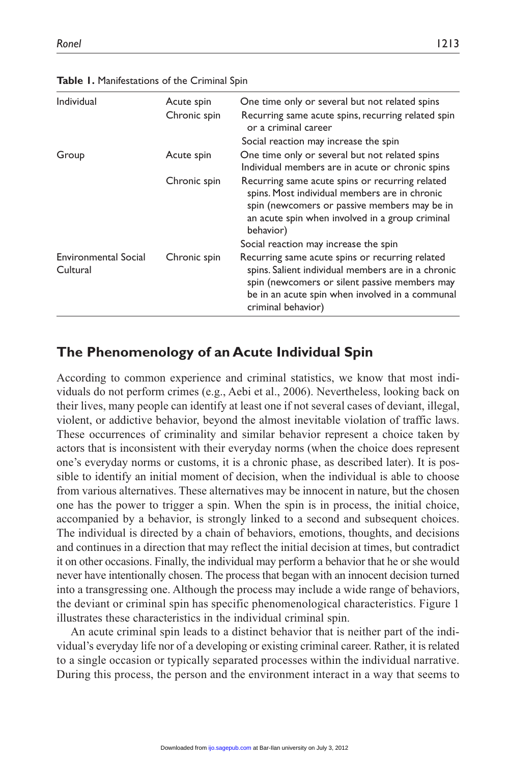**Table 1.** Manifestations of the Criminal Spin

| | | |
|---|---|---|
| Individual | Acute spin | One time only or several but not related spins |
| | Chronic spin | Recurring same acute spins, recurring related spin or a criminal career |
| | | Social reaction may increase the spin |
| Group | Acute spin | One time only or several but not related spins Individual members are in acute or chronic spins |
| | Chronic spin | Recurring same acute spins or recurring related spins. Most individual members are in chronic spin (newcomers or passive members may be in an acute spin when involved in a group criminal behavior) |
| | | Social reaction may increase the spin |
| Environmental Social Cultural | Chronic spin | Recurring same acute spins or recurring related spins. Salient individual members are in a chronic spin (newcomers or silent passive members may be in an acute spin when involved in a communal criminal behavior) |

## The Phenomenology of an Acute Individual Spin

According to common experience and criminal statistics, we know that most individuals do not perform crimes (e.g., Aebi et al., 2006). Nevertheless, looking back on their lives, many people can identify at least one if not several cases of deviant, illegal, violent, or addictive behavior, beyond the almost inevitable violation of traffic laws. These occurrences of criminality and similar behavior represent a choice taken by actors that is inconsistent with their everyday norms (when the choice does represent one's everyday norms or customs, it is a chronic phase, as described later). It is possible to identify an initial moment of decision, when the individual is able to choose from various alternatives. These alternatives may be innocent in nature, but the chosen one has the power to trigger a spin. When the spin is in process, the initial choice, accompanied by a behavior, is strongly linked to a second and subsequent choices. The individual is directed by a chain of behaviors, emotions, thoughts, and decisions and continues in a direction that may reflect the initial decision at times, but contradict it on other occasions. Finally, the individual may perform a behavior that he or she would never have intentionally chosen. The process that began with an innocent decision turned into a transgressing one. Although the process may include a wide range of behaviors, the deviant or criminal spin has specific phenomenological characteristics. Figure 1 illustrates these characteristics in the individual criminal spin.

An acute criminal spin leads to a distinct behavior that is neither part of the individual's everyday life nor of a developing or existing criminal career. Rather, it is related to a single occasion or typically separated processes within the individual narrative. During this process, the person and the environment interact in a way that seems to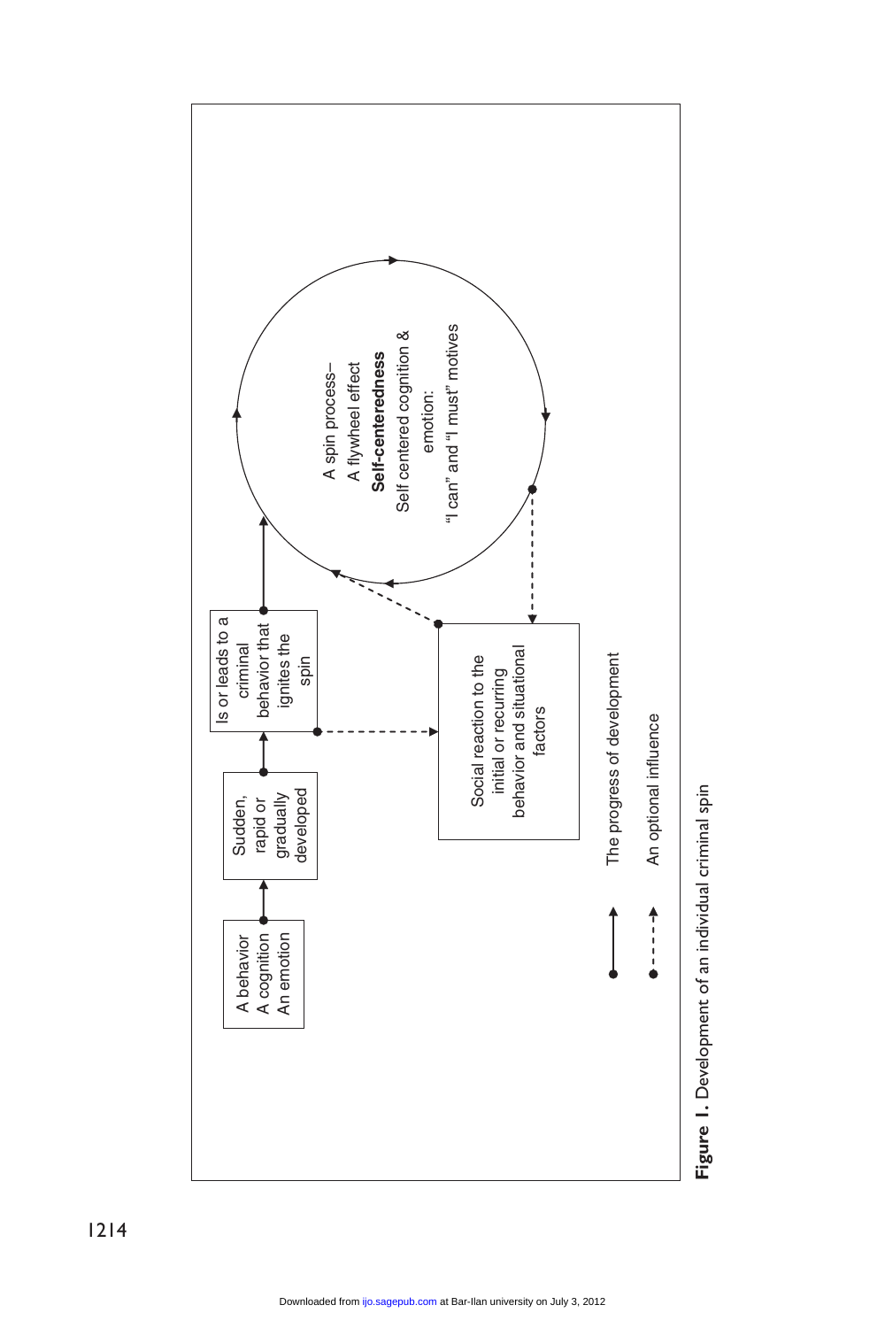A behavior
A cognition
An emotion

Sudden, rapid or gradually developed

Is or leads to a criminal behavior that ignites the spin

A spin process–
A flywheel effect
**Self-centeredness**
Self centered cognition & emotion:
"I can" and "I must" motives

Social reaction to the initial or recurring behavior and situational factors

The progress of development

An optional influence

**Figure 1.** Development of an individual criminal spin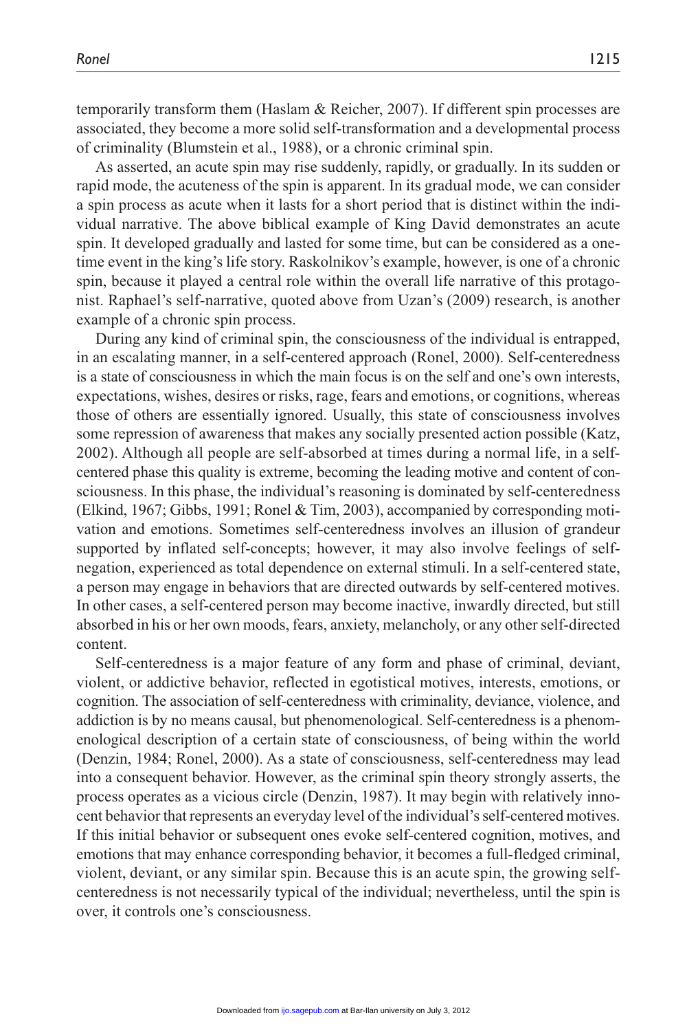temporarily transform them (Haslam & Reicher, 2007). If different spin processes are associated, they become a more solid self-transformation and a developmental process of criminality (Blumstein et al., 1988), or a chronic criminal spin.

As asserted, an acute spin may rise suddenly, rapidly, or gradually. In its sudden or rapid mode, the acuteness of the spin is apparent. In its gradual mode, we can consider a spin process as acute when it lasts for a short period that is distinct within the individual narrative. The above biblical example of King David demonstrates an acute spin. It developed gradually and lasted for some time, but can be considered as a one-time event in the king's life story. Raskolnikov's example, however, is one of a chronic spin, because it played a central role within the overall life narrative of this protagonist. Raphael's self-narrative, quoted above from Uzan's (2009) research, is another example of a chronic spin process.

During any kind of criminal spin, the consciousness of the individual is entrapped, in an escalating manner, in a self-centered approach (Ronel, 2000). Self-centeredness is a state of consciousness in which the main focus is on the self and one's own interests, expectations, wishes, desires or risks, rage, fears and emotions, or cognitions, whereas those of others are essentially ignored. Usually, this state of consciousness involves some repression of awareness that makes any socially presented action possible (Katz, 2002). Although all people are self-absorbed at times during a normal life, in a self-centered phase this quality is extreme, becoming the leading motive and content of consciousness. In this phase, the individual's reasoning is dominated by self-centeredness (Elkind, 1967; Gibbs, 1991; Ronel & Tim, 2003), accompanied by corresponding motivation and emotions. Sometimes self-centeredness involves an illusion of grandeur supported by inflated self-concepts; however, it may also involve feelings of self-negation, experienced as total dependence on external stimuli. In a self-centered state, a person may engage in behaviors that are directed outwards by self-centered motives. In other cases, a self-centered person may become inactive, inwardly directed, but still absorbed in his or her own moods, fears, anxiety, melancholy, or any other self-directed content.

Self-centeredness is a major feature of any form and phase of criminal, deviant, violent, or addictive behavior, reflected in egotistical motives, interests, emotions, or cognition. The association of self-centeredness with criminality, deviance, violence, and addiction is by no means causal, but phenomenological. Self-centeredness is a phenomenological description of a certain state of consciousness, of being within the world (Denzin, 1984; Ronel, 2000). As a state of consciousness, self-centeredness may lead into a consequent behavior. However, as the criminal spin theory strongly asserts, the process operates as a vicious circle (Denzin, 1987). It may begin with relatively innocent behavior that represents an everyday level of the individual's self-centered motives. If this initial behavior or subsequent ones evoke self-centered cognition, motives, and emotions that may enhance corresponding behavior, it becomes a full-fledged criminal, violent, deviant, or any similar spin. Because this is an acute spin, the growing self-centeredness is not necessarily typical of the individual; nevertheless, until the spin is over, it controls one's consciousness.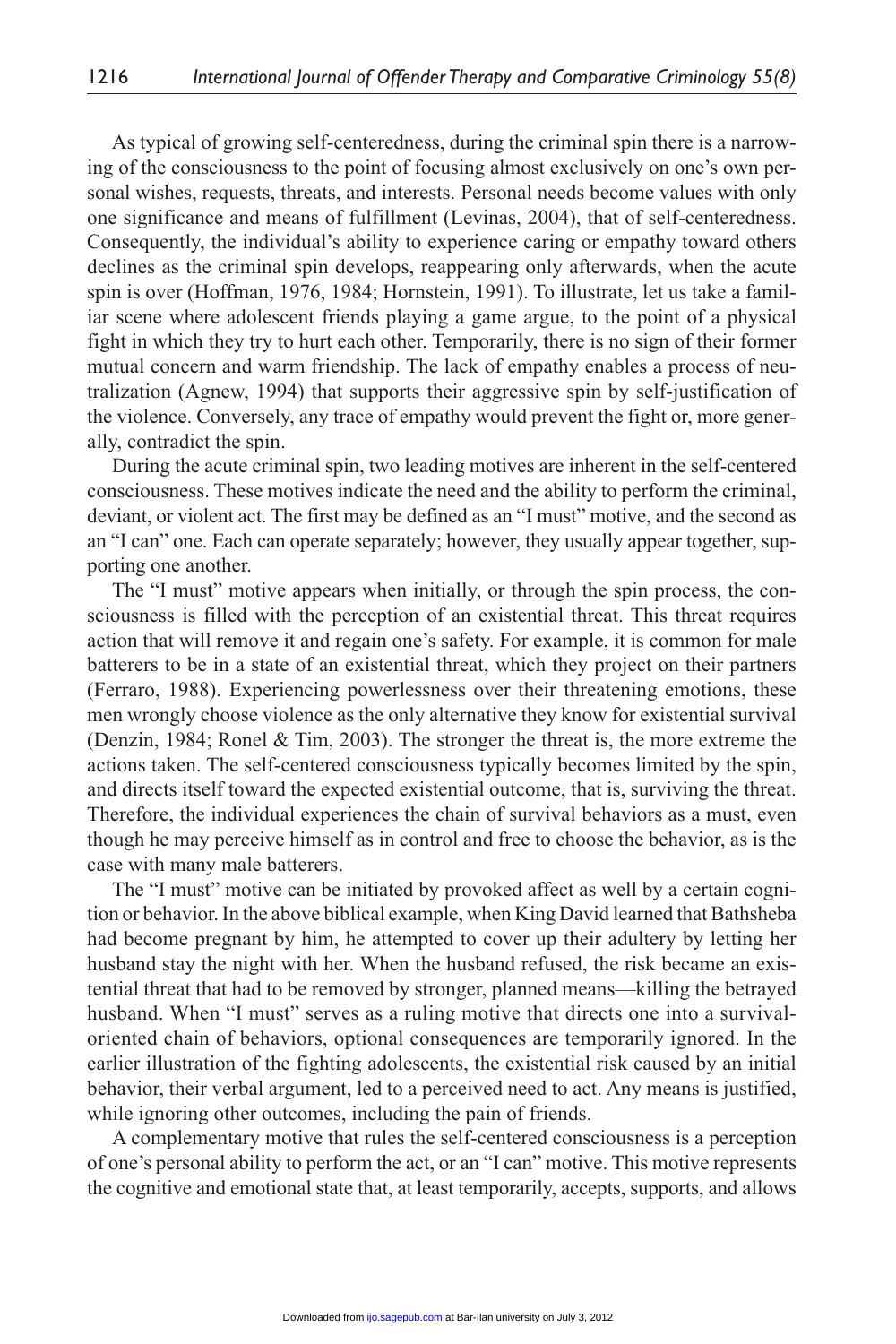As typical of growing self-centeredness, during the criminal spin there is a narrowing of the consciousness to the point of focusing almost exclusively on one's own personal wishes, requests, threats, and interests. Personal needs become values with only one significance and means of fulfillment (Levinas, 2004), that of self-centeredness. Consequently, the individual's ability to experience caring or empathy toward others declines as the criminal spin develops, reappearing only afterwards, when the acute spin is over (Hoffman, 1976, 1984; Hornstein, 1991). To illustrate, let us take a familiar scene where adolescent friends playing a game argue, to the point of a physical fight in which they try to hurt each other. Temporarily, there is no sign of their former mutual concern and warm friendship. The lack of empathy enables a process of neutralization (Agnew, 1994) that supports their aggressive spin by self-justification of the violence. Conversely, any trace of empathy would prevent the fight or, more generally, contradict the spin.

During the acute criminal spin, two leading motives are inherent in the self-centered consciousness. These motives indicate the need and the ability to perform the criminal, deviant, or violent act. The first may be defined as an "I must" motive, and the second as an "I can" one. Each can operate separately; however, they usually appear together, supporting one another.

The "I must" motive appears when initially, or through the spin process, the consciousness is filled with the perception of an existential threat. This threat requires action that will remove it and regain one's safety. For example, it is common for male batterers to be in a state of an existential threat, which they project on their partners (Ferraro, 1988). Experiencing powerlessness over their threatening emotions, these men wrongly choose violence as the only alternative they know for existential survival (Denzin, 1984; Ronel & Tim, 2003). The stronger the threat is, the more extreme the actions taken. The self-centered consciousness typically becomes limited by the spin, and directs itself toward the expected existential outcome, that is, surviving the threat. Therefore, the individual experiences the chain of survival behaviors as a must, even though he may perceive himself as in control and free to choose the behavior, as is the case with many male batterers.

The "I must" motive can be initiated by provoked affect as well by a certain cognition or behavior. In the above biblical example, when King David learned that Bathsheba had become pregnant by him, he attempted to cover up their adultery by letting her husband stay the night with her. When the husband refused, the risk became an existential threat that had to be removed by stronger, planned means—killing the betrayed husband. When "I must" serves as a ruling motive that directs one into a survival-oriented chain of behaviors, optional consequences are temporarily ignored. In the earlier illustration of the fighting adolescents, the existential risk caused by an initial behavior, their verbal argument, led to a perceived need to act. Any means is justified, while ignoring other outcomes, including the pain of friends.

A complementary motive that rules the self-centered consciousness is a perception of one's personal ability to perform the act, or an "I can" motive. This motive represents the cognitive and emotional state that, at least temporarily, accepts, supports, and allows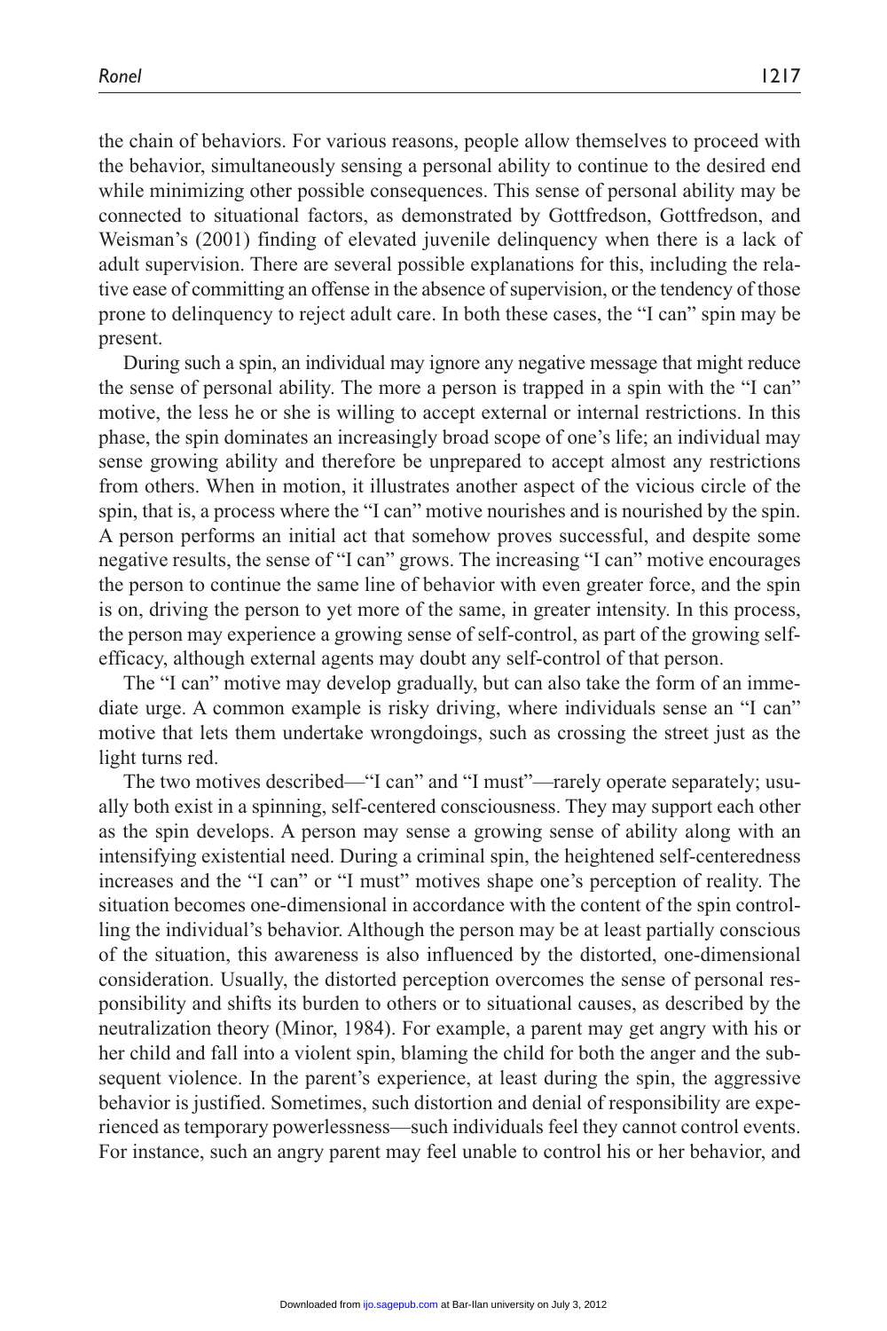the chain of behaviors. For various reasons, people allow themselves to proceed with the behavior, simultaneously sensing a personal ability to continue to the desired end while minimizing other possible consequences. This sense of personal ability may be connected to situational factors, as demonstrated by Gottfredson, Gottfredson, and Weisman's (2001) finding of elevated juvenile delinquency when there is a lack of adult supervision. There are several possible explanations for this, including the relative ease of committing an offense in the absence of supervision, or the tendency of those prone to delinquency to reject adult care. In both these cases, the "I can" spin may be present.

During such a spin, an individual may ignore any negative message that might reduce the sense of personal ability. The more a person is trapped in a spin with the "I can" motive, the less he or she is willing to accept external or internal restrictions. In this phase, the spin dominates an increasingly broad scope of one's life; an individual may sense growing ability and therefore be unprepared to accept almost any restrictions from others. When in motion, it illustrates another aspect of the vicious circle of the spin, that is, a process where the "I can" motive nourishes and is nourished by the spin. A person performs an initial act that somehow proves successful, and despite some negative results, the sense of "I can" grows. The increasing "I can" motive encourages the person to continue the same line of behavior with even greater force, and the spin is on, driving the person to yet more of the same, in greater intensity. In this process, the person may experience a growing sense of self-control, as part of the growing self-efficacy, although external agents may doubt any self-control of that person.

The "I can" motive may develop gradually, but can also take the form of an immediate urge. A common example is risky driving, where individuals sense an "I can" motive that lets them undertake wrongdoings, such as crossing the street just as the light turns red.

The two motives described—"I can" and "I must"—rarely operate separately; usually both exist in a spinning, self-centered consciousness. They may support each other as the spin develops. A person may sense a growing sense of ability along with an intensifying existential need. During a criminal spin, the heightened self-centeredness increases and the "I can" or "I must" motives shape one's perception of reality. The situation becomes one-dimensional in accordance with the content of the spin controlling the individual's behavior. Although the person may be at least partially conscious of the situation, this awareness is also influenced by the distorted, one-dimensional consideration. Usually, the distorted perception overcomes the sense of personal responsibility and shifts its burden to others or to situational causes, as described by the neutralization theory (Minor, 1984). For example, a parent may get angry with his or her child and fall into a violent spin, blaming the child for both the anger and the subsequent violence. In the parent's experience, at least during the spin, the aggressive behavior is justified. Sometimes, such distortion and denial of responsibility are experienced as temporary powerlessness—such individuals feel they cannot control events. For instance, such an angry parent may feel unable to control his or her behavior, and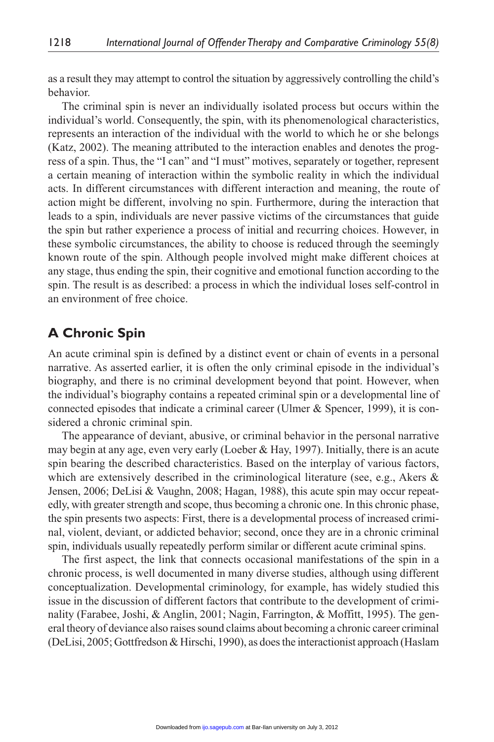as a result they may attempt to control the situation by aggressively controlling the child's behavior.

The criminal spin is never an individually isolated process but occurs within the individual's world. Consequently, the spin, with its phenomenological characteristics, represents an interaction of the individual with the world to which he or she belongs (Katz, 2002). The meaning attributed to the interaction enables and denotes the progress of a spin. Thus, the "I can" and "I must" motives, separately or together, represent a certain meaning of interaction within the symbolic reality in which the individual acts. In different circumstances with different interaction and meaning, the route of action might be different, involving no spin. Furthermore, during the interaction that leads to a spin, individuals are never passive victims of the circumstances that guide the spin but rather experience a process of initial and recurring choices. However, in these symbolic circumstances, the ability to choose is reduced through the seemingly known route of the spin. Although people involved might make different choices at any stage, thus ending the spin, their cognitive and emotional function according to the spin. The result is as described: a process in which the individual loses self-control in an environment of free choice.

## A Chronic Spin

An acute criminal spin is defined by a distinct event or chain of events in a personal narrative. As asserted earlier, it is often the only criminal episode in the individual's biography, and there is no criminal development beyond that point. However, when the individual's biography contains a repeated criminal spin or a developmental line of connected episodes that indicate a criminal career (Ulmer & Spencer, 1999), it is considered a chronic criminal spin.

The appearance of deviant, abusive, or criminal behavior in the personal narrative may begin at any age, even very early (Loeber & Hay, 1997). Initially, there is an acute spin bearing the described characteristics. Based on the interplay of various factors, which are extensively described in the criminological literature (see, e.g., Akers & Jensen, 2006; DeLisi & Vaughn, 2008; Hagan, 1988), this acute spin may occur repeatedly, with greater strength and scope, thus becoming a chronic one. In this chronic phase, the spin presents two aspects: First, there is a developmental process of increased criminal, violent, deviant, or addicted behavior; second, once they are in a chronic criminal spin, individuals usually repeatedly perform similar or different acute criminal spins.

The first aspect, the link that connects occasional manifestations of the spin in a chronic process, is well documented in many diverse studies, although using different conceptualization. Developmental criminology, for example, has widely studied this issue in the discussion of different factors that contribute to the development of criminality (Farabee, Joshi, & Anglin, 2001; Nagin, Farrington, & Moffitt, 1995). The general theory of deviance also raises sound claims about becoming a chronic career criminal (DeLisi, 2005; Gottfredson & Hirschi, 1990), as does the interactionist approach (Haslam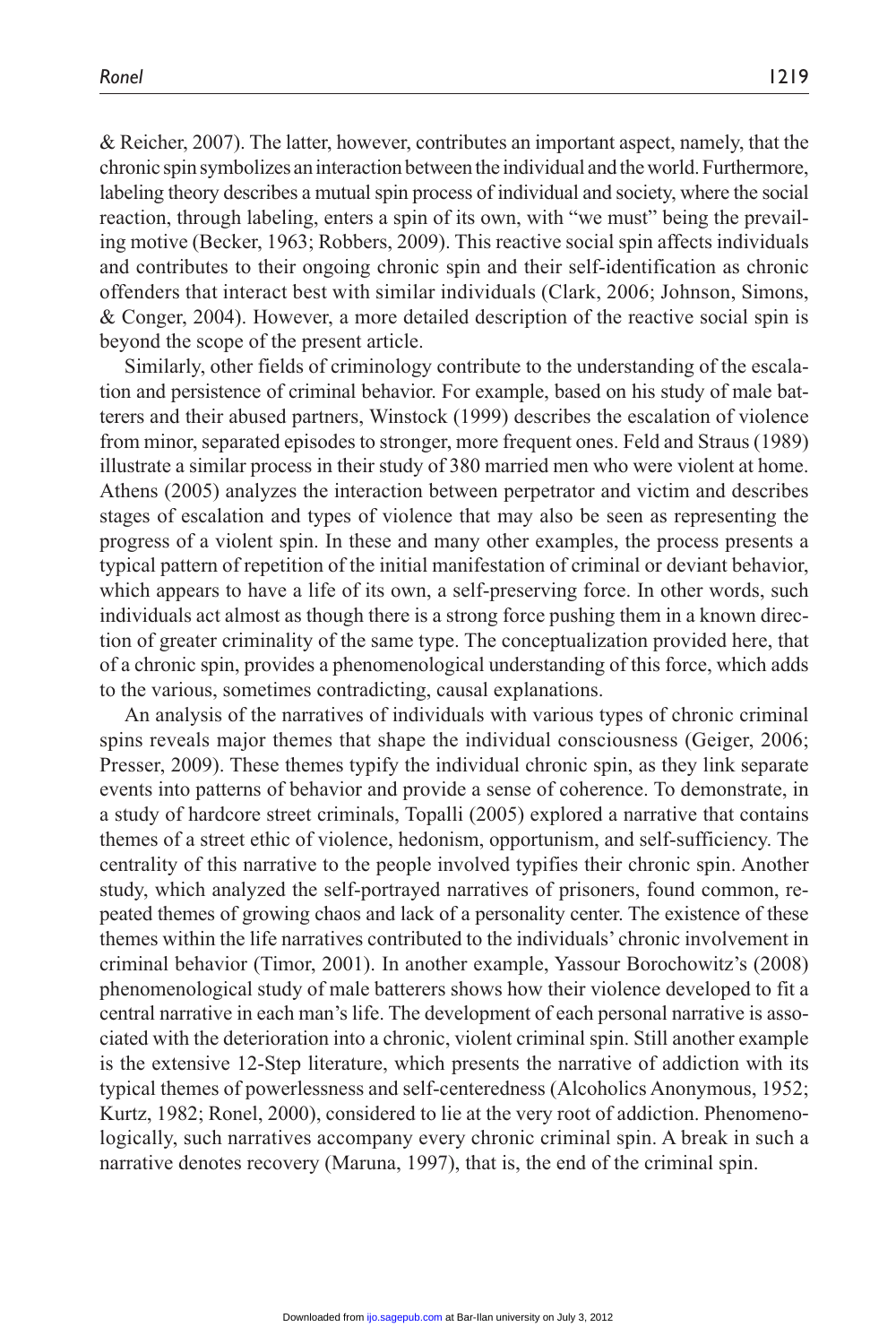& Reicher, 2007). The latter, however, contributes an important aspect, namely, that the chronic spin symbolizes an interaction between the individual and the world. Furthermore, labeling theory describes a mutual spin process of individual and society, where the social reaction, through labeling, enters a spin of its own, with "we must" being the prevailing motive (Becker, 1963; Robbers, 2009). This reactive social spin affects individuals and contributes to their ongoing chronic spin and their self-identification as chronic offenders that interact best with similar individuals (Clark, 2006; Johnson, Simons, & Conger, 2004). However, a more detailed description of the reactive social spin is beyond the scope of the present article.

Similarly, other fields of criminology contribute to the understanding of the escalation and persistence of criminal behavior. For example, based on his study of male batterers and their abused partners, Winstock (1999) describes the escalation of violence from minor, separated episodes to stronger, more frequent ones. Feld and Straus (1989) illustrate a similar process in their study of 380 married men who were violent at home. Athens (2005) analyzes the interaction between perpetrator and victim and describes stages of escalation and types of violence that may also be seen as representing the progress of a violent spin. In these and many other examples, the process presents a typical pattern of repetition of the initial manifestation of criminal or deviant behavior, which appears to have a life of its own, a self-preserving force. In other words, such individuals act almost as though there is a strong force pushing them in a known direction of greater criminality of the same type. The conceptualization provided here, that of a chronic spin, provides a phenomenological understanding of this force, which adds to the various, sometimes contradicting, causal explanations.

An analysis of the narratives of individuals with various types of chronic criminal spins reveals major themes that shape the individual consciousness (Geiger, 2006; Presser, 2009). These themes typify the individual chronic spin, as they link separate events into patterns of behavior and provide a sense of coherence. To demonstrate, in a study of hardcore street criminals, Topalli (2005) explored a narrative that contains themes of a street ethic of violence, hedonism, opportunism, and self-sufficiency. The centrality of this narrative to the people involved typifies their chronic spin. Another study, which analyzed the self-portrayed narratives of prisoners, found common, repeated themes of growing chaos and lack of a personality center. The existence of these themes within the life narratives contributed to the individuals' chronic involvement in criminal behavior (Timor, 2001). In another example, Yassour Borochowitz's (2008) phenomenological study of male batterers shows how their violence developed to fit a central narrative in each man's life. The development of each personal narrative is associated with the deterioration into a chronic, violent criminal spin. Still another example is the extensive 12-Step literature, which presents the narrative of addiction with its typical themes of powerlessness and self-centeredness (Alcoholics Anonymous, 1952; Kurtz, 1982; Ronel, 2000), considered to lie at the very root of addiction. Phenomenologically, such narratives accompany every chronic criminal spin. A break in such a narrative denotes recovery (Maruna, 1997), that is, the end of the criminal spin.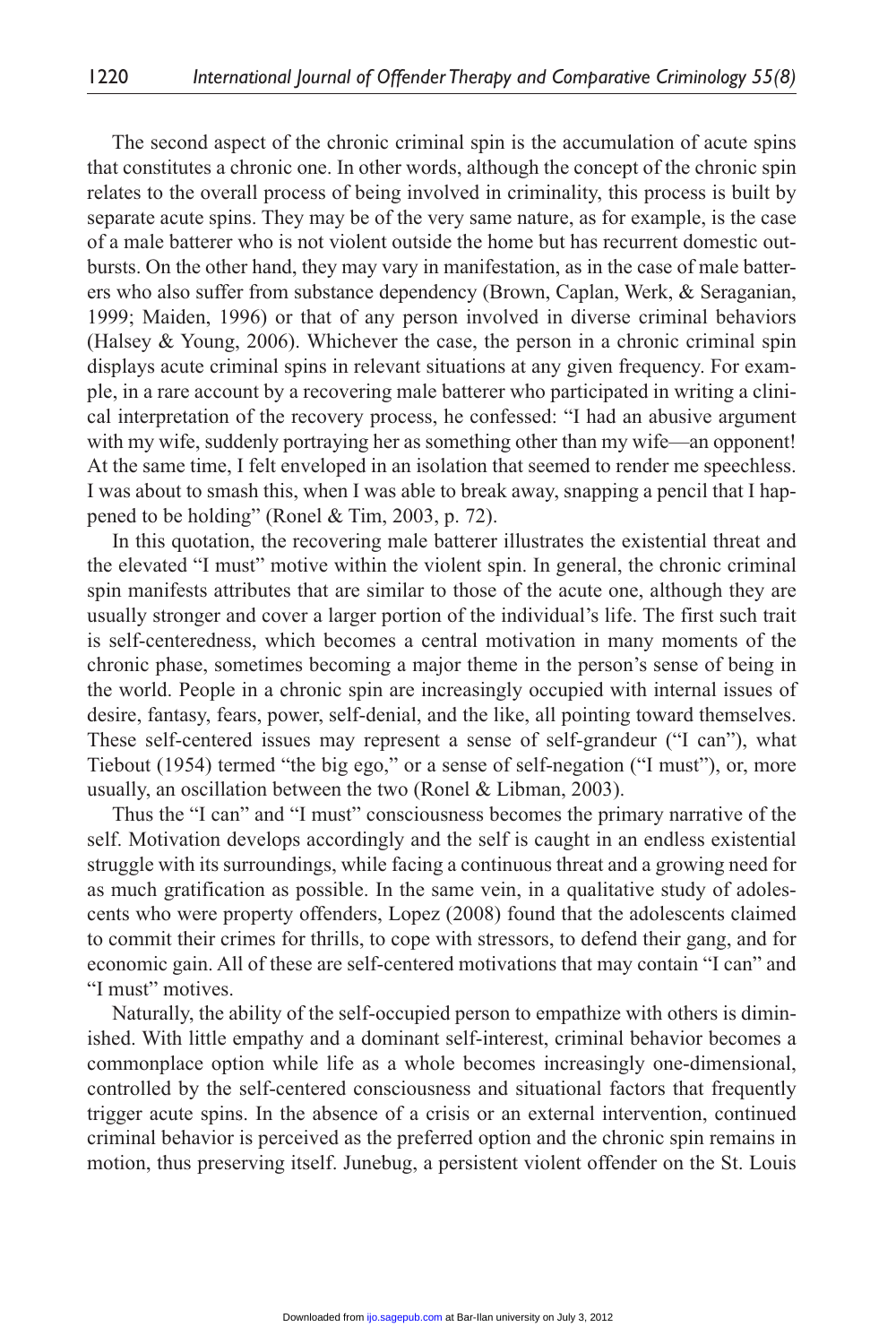The second aspect of the chronic criminal spin is the accumulation of acute spins that constitutes a chronic one. In other words, although the concept of the chronic spin relates to the overall process of being involved in criminality, this process is built by separate acute spins. They may be of the very same nature, as for example, is the case of a male batterer who is not violent outside the home but has recurrent domestic outbursts. On the other hand, they may vary in manifestation, as in the case of male batterers who also suffer from substance dependency (Brown, Caplan, Werk, & Seraganian, 1999; Maiden, 1996) or that of any person involved in diverse criminal behaviors (Halsey & Young, 2006). Whichever the case, the person in a chronic criminal spin displays acute criminal spins in relevant situations at any given frequency. For example, in a rare account by a recovering male batterer who participated in writing a clinical interpretation of the recovery process, he confessed: "I had an abusive argument with my wife, suddenly portraying her as something other than my wife—an opponent! At the same time, I felt enveloped in an isolation that seemed to render me speechless. I was about to smash this, when I was able to break away, snapping a pencil that I happened to be holding" (Ronel & Tim, 2003, p. 72).

In this quotation, the recovering male batterer illustrates the existential threat and the elevated "I must" motive within the violent spin. In general, the chronic criminal spin manifests attributes that are similar to those of the acute one, although they are usually stronger and cover a larger portion of the individual's life. The first such trait is self-centeredness, which becomes a central motivation in many moments of the chronic phase, sometimes becoming a major theme in the person's sense of being in the world. People in a chronic spin are increasingly occupied with internal issues of desire, fantasy, fears, power, self-denial, and the like, all pointing toward themselves. These self-centered issues may represent a sense of self-grandeur ("I can"), what Tiebout (1954) termed "the big ego," or a sense of self-negation ("I must"), or, more usually, an oscillation between the two (Ronel & Libman, 2003).

Thus the "I can" and "I must" consciousness becomes the primary narrative of the self. Motivation develops accordingly and the self is caught in an endless existential struggle with its surroundings, while facing a continuous threat and a growing need for as much gratification as possible. In the same vein, in a qualitative study of adolescents who were property offenders, Lopez (2008) found that the adolescents claimed to commit their crimes for thrills, to cope with stressors, to defend their gang, and for economic gain. All of these are self-centered motivations that may contain "I can" and "I must" motives.

Naturally, the ability of the self-occupied person to empathize with others is diminished. With little empathy and a dominant self-interest, criminal behavior becomes a commonplace option while life as a whole becomes increasingly one-dimensional, controlled by the self-centered consciousness and situational factors that frequently trigger acute spins. In the absence of a crisis or an external intervention, continued criminal behavior is perceived as the preferred option and the chronic spin remains in motion, thus preserving itself. Junebug, a persistent violent offender on the St. Louis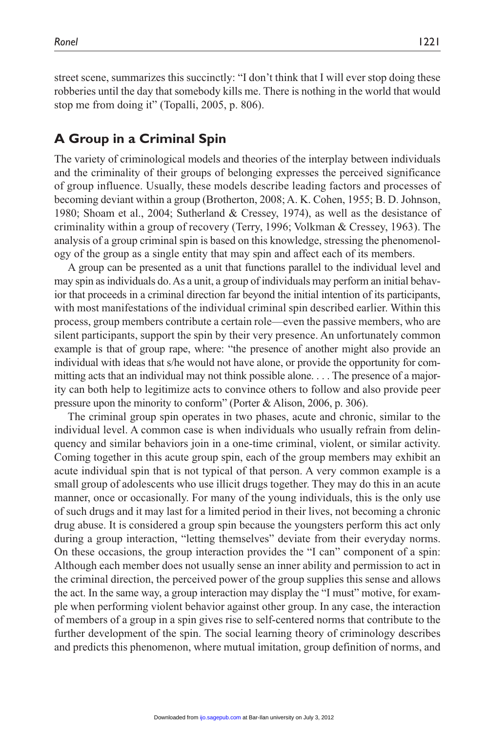street scene, summarizes this succinctly: "I don't think that I will ever stop doing these robberies until the day that somebody kills me. There is nothing in the world that would stop me from doing it" (Topalli, 2005, p. 806).

## A Group in a Criminal Spin

The variety of criminological models and theories of the interplay between individuals and the criminality of their groups of belonging expresses the perceived significance of group influence. Usually, these models describe leading factors and processes of becoming deviant within a group (Brotherton, 2008; A. K. Cohen, 1955; B. D. Johnson, 1980; Shoam et al., 2004; Sutherland & Cressey, 1974), as well as the desistance of criminality within a group of recovery (Terry, 1996; Volkman & Cressey, 1963). The analysis of a group criminal spin is based on this knowledge, stressing the phenomenology of the group as a single entity that may spin and affect each of its members.

A group can be presented as a unit that functions parallel to the individual level and may spin as individuals do. As a unit, a group of individuals may perform an initial behavior that proceeds in a criminal direction far beyond the initial intention of its participants, with most manifestations of the individual criminal spin described earlier. Within this process, group members contribute a certain role—even the passive members, who are silent participants, support the spin by their very presence. An unfortunately common example is that of group rape, where: "the presence of another might also provide an individual with ideas that s/he would not have alone, or provide the opportunity for committing acts that an individual may not think possible alone. . . . The presence of a majority can both help to legitimize acts to convince others to follow and also provide peer pressure upon the minority to conform" (Porter & Alison, 2006, p. 306).

The criminal group spin operates in two phases, acute and chronic, similar to the individual level. A common case is when individuals who usually refrain from delinquency and similar behaviors join in a one-time criminal, violent, or similar activity. Coming together in this acute group spin, each of the group members may exhibit an acute individual spin that is not typical of that person. A very common example is a small group of adolescents who use illicit drugs together. They may do this in an acute manner, once or occasionally. For many of the young individuals, this is the only use of such drugs and it may last for a limited period in their lives, not becoming a chronic drug abuse. It is considered a group spin because the youngsters perform this act only during a group interaction, "letting themselves" deviate from their everyday norms. On these occasions, the group interaction provides the "I can" component of a spin: Although each member does not usually sense an inner ability and permission to act in the criminal direction, the perceived power of the group supplies this sense and allows the act. In the same way, a group interaction may display the "I must" motive, for example when performing violent behavior against other group. In any case, the interaction of members of a group in a spin gives rise to self-centered norms that contribute to the further development of the spin. The social learning theory of criminology describes and predicts this phenomenon, where mutual imitation, group definition of norms, and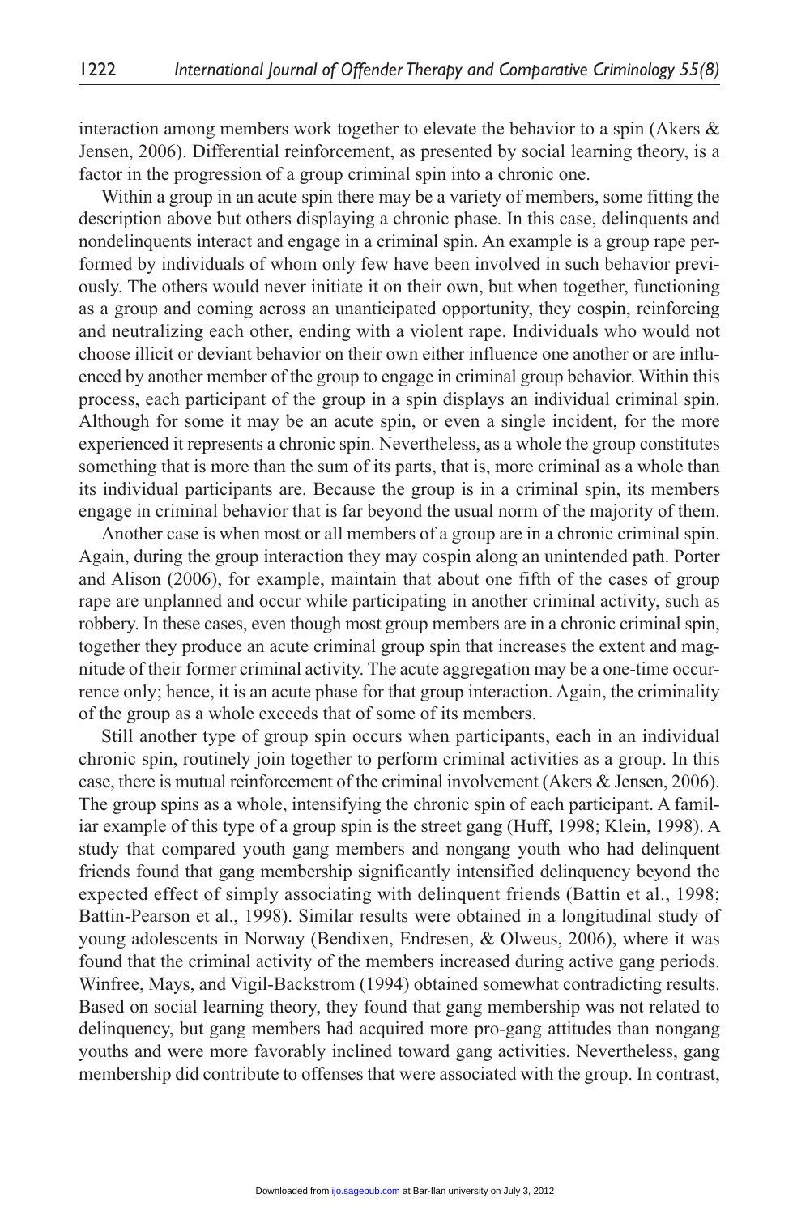interaction among members work together to elevate the behavior to a spin (Akers & Jensen, 2006). Differential reinforcement, as presented by social learning theory, is a factor in the progression of a group criminal spin into a chronic one.

Within a group in an acute spin there may be a variety of members, some fitting the description above but others displaying a chronic phase. In this case, delinquents and nondelinquents interact and engage in a criminal spin. An example is a group rape performed by individuals of whom only few have been involved in such behavior previously. The others would never initiate it on their own, but when together, functioning as a group and coming across an unanticipated opportunity, they cospin, reinforcing and neutralizing each other, ending with a violent rape. Individuals who would not choose illicit or deviant behavior on their own either influence one another or are influenced by another member of the group to engage in criminal group behavior. Within this process, each participant of the group in a spin displays an individual criminal spin. Although for some it may be an acute spin, or even a single incident, for the more experienced it represents a chronic spin. Nevertheless, as a whole the group constitutes something that is more than the sum of its parts, that is, more criminal as a whole than its individual participants are. Because the group is in a criminal spin, its members engage in criminal behavior that is far beyond the usual norm of the majority of them.

Another case is when most or all members of a group are in a chronic criminal spin. Again, during the group interaction they may cospin along an unintended path. Porter and Alison (2006), for example, maintain that about one fifth of the cases of group rape are unplanned and occur while participating in another criminal activity, such as robbery. In these cases, even though most group members are in a chronic criminal spin, together they produce an acute criminal group spin that increases the extent and magnitude of their former criminal activity. The acute aggregation may be a one-time occurrence only; hence, it is an acute phase for that group interaction. Again, the criminality of the group as a whole exceeds that of some of its members.

Still another type of group spin occurs when participants, each in an individual chronic spin, routinely join together to perform criminal activities as a group. In this case, there is mutual reinforcement of the criminal involvement (Akers & Jensen, 2006). The group spins as a whole, intensifying the chronic spin of each participant. A familiar example of this type of a group spin is the street gang (Huff, 1998; Klein, 1998). A study that compared youth gang members and nongang youth who had delinquent friends found that gang membership significantly intensified delinquency beyond the expected effect of simply associating with delinquent friends (Battin et al., 1998; Battin-Pearson et al., 1998). Similar results were obtained in a longitudinal study of young adolescents in Norway (Bendixen, Endresen, & Olweus, 2006), where it was found that the criminal activity of the members increased during active gang periods. Winfree, Mays, and Vigil-Backstrom (1994) obtained somewhat contradicting results. Based on social learning theory, they found that gang membership was not related to delinquency, but gang members had acquired more pro-gang attitudes than nongang youths and were more favorably inclined toward gang activities. Nevertheless, gang membership did contribute to offenses that were associated with the group. In contrast,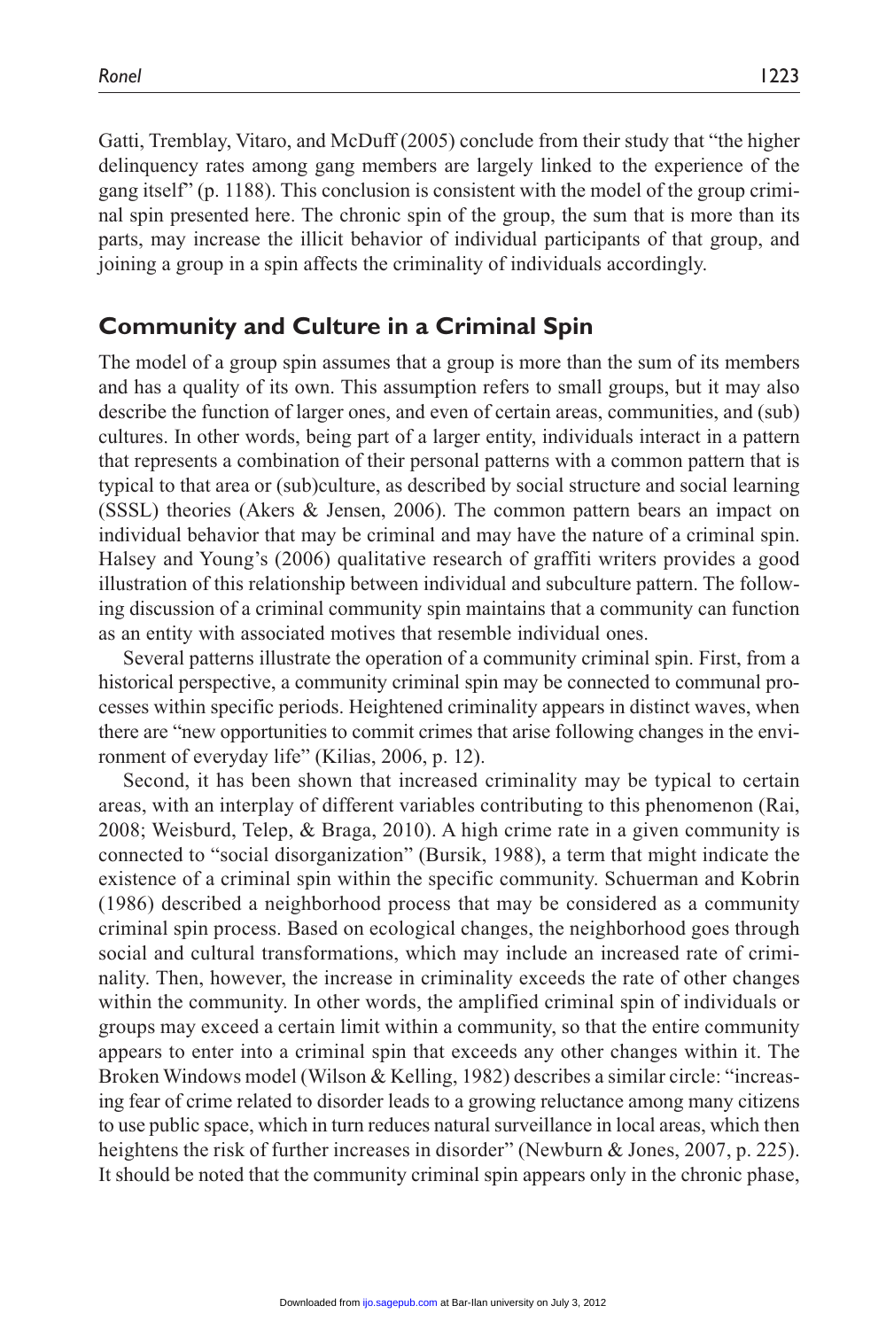Gatti, Tremblay, Vitaro, and McDuff (2005) conclude from their study that "the higher delinquency rates among gang members are largely linked to the experience of the gang itself" (p. 1188). This conclusion is consistent with the model of the group criminal spin presented here. The chronic spin of the group, the sum that is more than its parts, may increase the illicit behavior of individual participants of that group, and joining a group in a spin affects the criminality of individuals accordingly.

## Community and Culture in a Criminal Spin

The model of a group spin assumes that a group is more than the sum of its members and has a quality of its own. This assumption refers to small groups, but it may also describe the function of larger ones, and even of certain areas, communities, and (sub) cultures. In other words, being part of a larger entity, individuals interact in a pattern that represents a combination of their personal patterns with a common pattern that is typical to that area or (sub)culture, as described by social structure and social learning (SSSL) theories (Akers & Jensen, 2006). The common pattern bears an impact on individual behavior that may be criminal and may have the nature of a criminal spin. Halsey and Young's (2006) qualitative research of graffiti writers provides a good illustration of this relationship between individual and subculture pattern. The following discussion of a criminal community spin maintains that a community can function as an entity with associated motives that resemble individual ones.

Several patterns illustrate the operation of a community criminal spin. First, from a historical perspective, a community criminal spin may be connected to communal processes within specific periods. Heightened criminality appears in distinct waves, when there are "new opportunities to commit crimes that arise following changes in the environment of everyday life" (Kilias, 2006, p. 12).

Second, it has been shown that increased criminality may be typical to certain areas, with an interplay of different variables contributing to this phenomenon (Rai, 2008; Weisburd, Telep, & Braga, 2010). A high crime rate in a given community is connected to "social disorganization" (Bursik, 1988), a term that might indicate the existence of a criminal spin within the specific community. Schuerman and Kobrin (1986) described a neighborhood process that may be considered as a community criminal spin process. Based on ecological changes, the neighborhood goes through social and cultural transformations, which may include an increased rate of criminality. Then, however, the increase in criminality exceeds the rate of other changes within the community. In other words, the amplified criminal spin of individuals or groups may exceed a certain limit within a community, so that the entire community appears to enter into a criminal spin that exceeds any other changes within it. The Broken Windows model (Wilson & Kelling, 1982) describes a similar circle: "increasing fear of crime related to disorder leads to a growing reluctance among many citizens to use public space, which in turn reduces natural surveillance in local areas, which then heightens the risk of further increases in disorder" (Newburn & Jones, 2007, p. 225). It should be noted that the community criminal spin appears only in the chronic phase,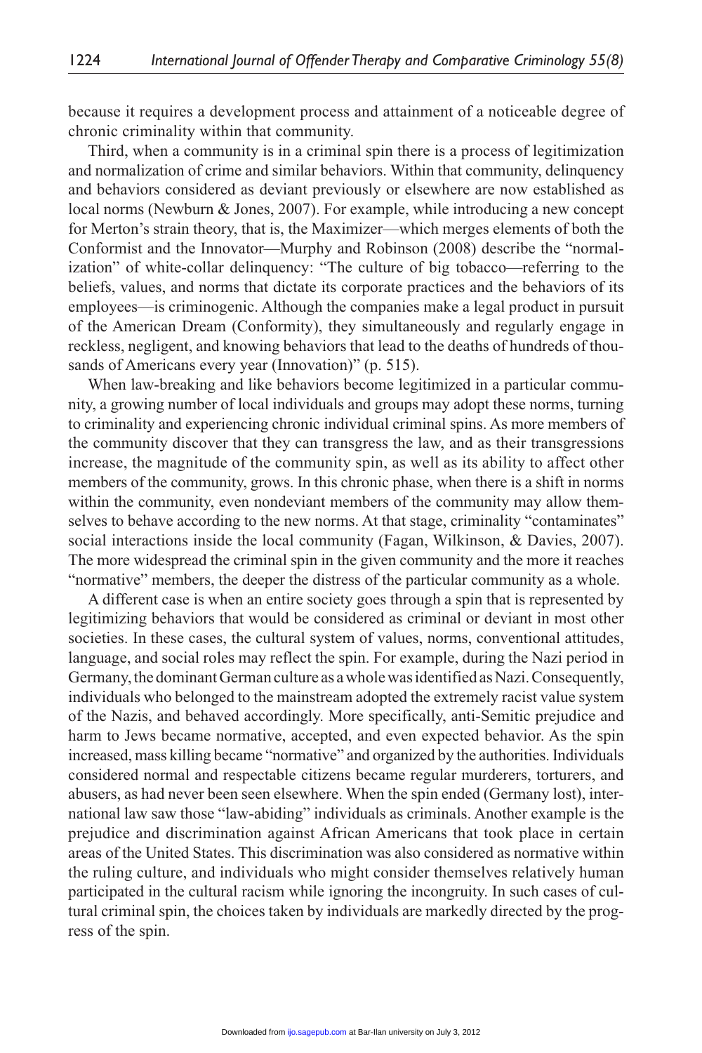because it requires a development process and attainment of a noticeable degree of chronic criminality within that community.

Third, when a community is in a criminal spin there is a process of legitimization and normalization of crime and similar behaviors. Within that community, delinquency and behaviors considered as deviant previously or elsewhere are now established as local norms (Newburn & Jones, 2007). For example, while introducing a new concept for Merton's strain theory, that is, the Maximizer—which merges elements of both the Conformist and the Innovator—Murphy and Robinson (2008) describe the "normalization" of white-collar delinquency: "The culture of big tobacco—referring to the beliefs, values, and norms that dictate its corporate practices and the behaviors of its employees—is criminogenic. Although the companies make a legal product in pursuit of the American Dream (Conformity), they simultaneously and regularly engage in reckless, negligent, and knowing behaviors that lead to the deaths of hundreds of thousands of Americans every year (Innovation)" (p. 515).

When law-breaking and like behaviors become legitimized in a particular community, a growing number of local individuals and groups may adopt these norms, turning to criminality and experiencing chronic individual criminal spins. As more members of the community discover that they can transgress the law, and as their transgressions increase, the magnitude of the community spin, as well as its ability to affect other members of the community, grows. In this chronic phase, when there is a shift in norms within the community, even nondeviant members of the community may allow themselves to behave according to the new norms. At that stage, criminality "contaminates" social interactions inside the local community (Fagan, Wilkinson, & Davies, 2007). The more widespread the criminal spin in the given community and the more it reaches "normative" members, the deeper the distress of the particular community as a whole.

A different case is when an entire society goes through a spin that is represented by legitimizing behaviors that would be considered as criminal or deviant in most other societies. In these cases, the cultural system of values, norms, conventional attitudes, language, and social roles may reflect the spin. For example, during the Nazi period in Germany, the dominant German culture as a whole was identified as Nazi. Consequently, individuals who belonged to the mainstream adopted the extremely racist value system of the Nazis, and behaved accordingly. More specifically, anti-Semitic prejudice and harm to Jews became normative, accepted, and even expected behavior. As the spin increased, mass killing became "normative" and organized by the authorities. Individuals considered normal and respectable citizens became regular murderers, torturers, and abusers, as had never been seen elsewhere. When the spin ended (Germany lost), international law saw those "law-abiding" individuals as criminals. Another example is the prejudice and discrimination against African Americans that took place in certain areas of the United States. This discrimination was also considered as normative within the ruling culture, and individuals who might consider themselves relatively human participated in the cultural racism while ignoring the incongruity. In such cases of cultural criminal spin, the choices taken by individuals are markedly directed by the progress of the spin.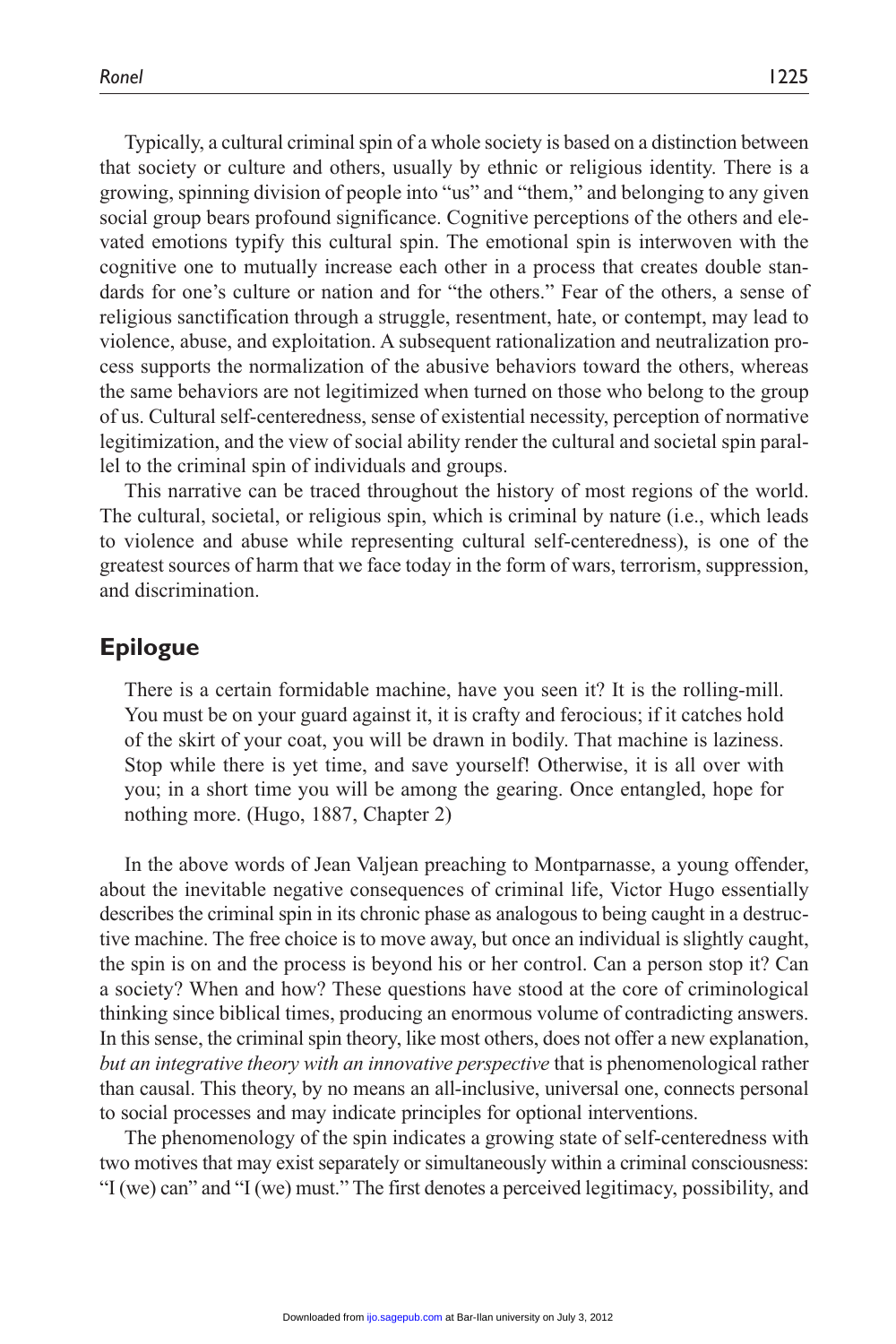Typically, a cultural criminal spin of a whole society is based on a distinction between that society or culture and others, usually by ethnic or religious identity. There is a growing, spinning division of people into "us" and "them," and belonging to any given social group bears profound significance. Cognitive perceptions of the others and elevated emotions typify this cultural spin. The emotional spin is interwoven with the cognitive one to mutually increase each other in a process that creates double standards for one's culture or nation and for "the others." Fear of the others, a sense of religious sanctification through a struggle, resentment, hate, or contempt, may lead to violence, abuse, and exploitation. A subsequent rationalization and neutralization process supports the normalization of the abusive behaviors toward the others, whereas the same behaviors are not legitimized when turned on those who belong to the group of us. Cultural self-centeredness, sense of existential necessity, perception of normative legitimization, and the view of social ability render the cultural and societal spin parallel to the criminal spin of individuals and groups.

This narrative can be traced throughout the history of most regions of the world. The cultural, societal, or religious spin, which is criminal by nature (i.e., which leads to violence and abuse while representing cultural self-centeredness), is one of the greatest sources of harm that we face today in the form of wars, terrorism, suppression, and discrimination.

## Epilogue

> There is a certain formidable machine, have you seen it? It is the rolling-mill. You must be on your guard against it, it is crafty and ferocious; if it catches hold of the skirt of your coat, you will be drawn in bodily. That machine is laziness. Stop while there is yet time, and save yourself! Otherwise, it is all over with you; in a short time you will be among the gearing. Once entangled, hope for nothing more. (Hugo, 1887, Chapter 2)

In the above words of Jean Valjean preaching to Montparnasse, a young offender, about the inevitable negative consequences of criminal life, Victor Hugo essentially describes the criminal spin in its chronic phase as analogous to being caught in a destructive machine. The free choice is to move away, but once an individual is slightly caught, the spin is on and the process is beyond his or her control. Can a person stop it? Can a society? When and how? These questions have stood at the core of criminological thinking since biblical times, producing an enormous volume of contradicting answers. In this sense, the criminal spin theory, like most others, does not offer a new explanation, *but an integrative theory with an innovative perspective* that is phenomenological rather than causal. This theory, by no means an all-inclusive, universal one, connects personal to social processes and may indicate principles for optional interventions.

The phenomenology of the spin indicates a growing state of self-centeredness with two motives that may exist separately or simultaneously within a criminal consciousness: "I (we) can" and "I (we) must." The first denotes a perceived legitimacy, possibility, and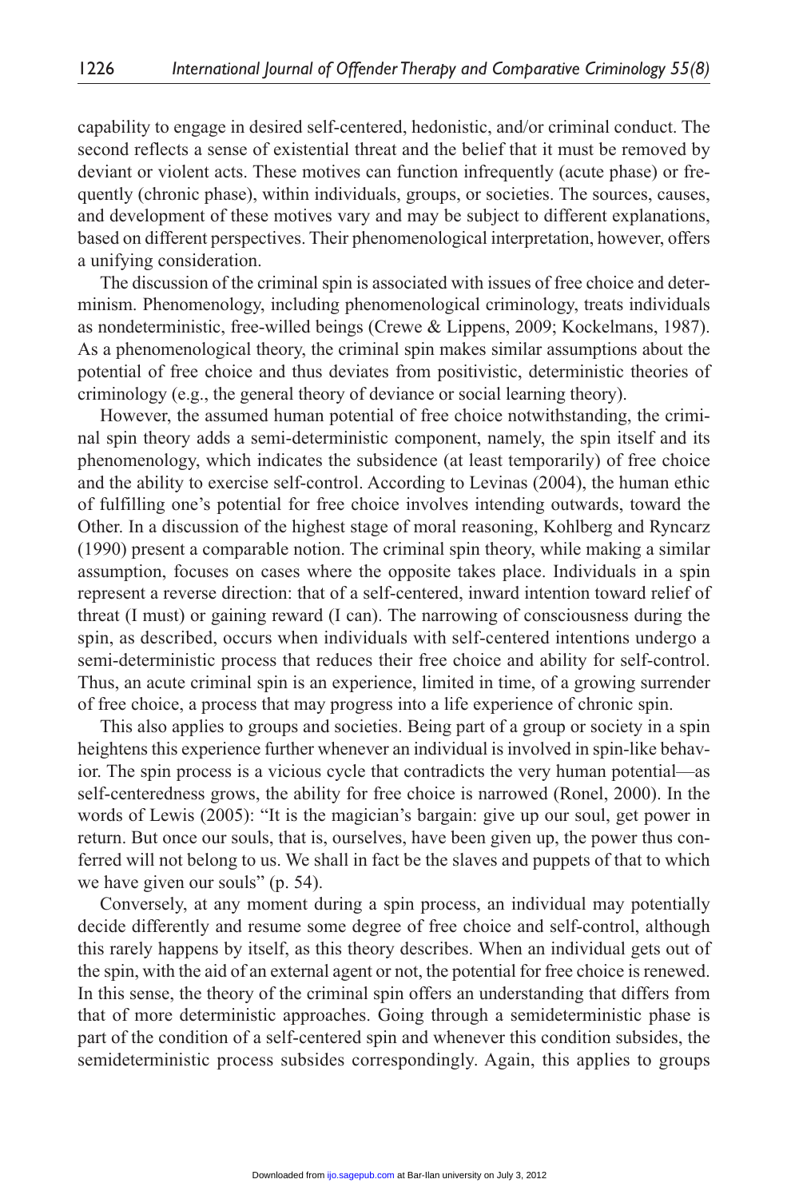capability to engage in desired self-centered, hedonistic, and/or criminal conduct. The second reflects a sense of existential threat and the belief that it must be removed by deviant or violent acts. These motives can function infrequently (acute phase) or frequently (chronic phase), within individuals, groups, or societies. The sources, causes, and development of these motives vary and may be subject to different explanations, based on different perspectives. Their phenomenological interpretation, however, offers a unifying consideration.

The discussion of the criminal spin is associated with issues of free choice and determinism. Phenomenology, including phenomenological criminology, treats individuals as nondeterministic, free-willed beings (Crewe & Lippens, 2009; Kockelmans, 1987). As a phenomenological theory, the criminal spin makes similar assumptions about the potential of free choice and thus deviates from positivistic, deterministic theories of criminology (e.g., the general theory of deviance or social learning theory).

However, the assumed human potential of free choice notwithstanding, the criminal spin theory adds a semi-deterministic component, namely, the spin itself and its phenomenology, which indicates the subsidence (at least temporarily) of free choice and the ability to exercise self-control. According to Levinas (2004), the human ethic of fulfilling one's potential for free choice involves intending outwards, toward the Other. In a discussion of the highest stage of moral reasoning, Kohlberg and Ryncarz (1990) present a comparable notion. The criminal spin theory, while making a similar assumption, focuses on cases where the opposite takes place. Individuals in a spin represent a reverse direction: that of a self-centered, inward intention toward relief of threat (I must) or gaining reward (I can). The narrowing of consciousness during the spin, as described, occurs when individuals with self-centered intentions undergo a semi-deterministic process that reduces their free choice and ability for self-control. Thus, an acute criminal spin is an experience, limited in time, of a growing surrender of free choice, a process that may progress into a life experience of chronic spin.

This also applies to groups and societies. Being part of a group or society in a spin heightens this experience further whenever an individual is involved in spin-like behavior. The spin process is a vicious cycle that contradicts the very human potential—as self-centeredness grows, the ability for free choice is narrowed (Ronel, 2000). In the words of Lewis (2005): "It is the magician's bargain: give up our soul, get power in return. But once our souls, that is, ourselves, have been given up, the power thus conferred will not belong to us. We shall in fact be the slaves and puppets of that to which we have given our souls" (p. 54).

Conversely, at any moment during a spin process, an individual may potentially decide differently and resume some degree of free choice and self-control, although this rarely happens by itself, as this theory describes. When an individual gets out of the spin, with the aid of an external agent or not, the potential for free choice is renewed. In this sense, the theory of the criminal spin offers an understanding that differs from that of more deterministic approaches. Going through a semideterministic phase is part of the condition of a self-centered spin and whenever this condition subsides, the semideterministic process subsides correspondingly. Again, this applies to groups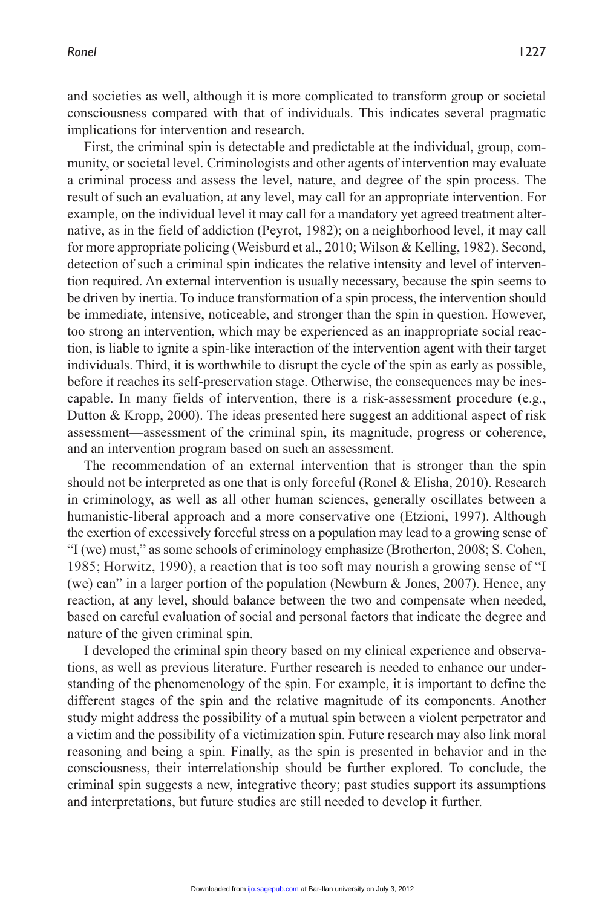and societies as well, although it is more complicated to transform group or societal consciousness compared with that of individuals. This indicates several pragmatic implications for intervention and research.

First, the criminal spin is detectable and predictable at the individual, group, community, or societal level. Criminologists and other agents of intervention may evaluate a criminal process and assess the level, nature, and degree of the spin process. The result of such an evaluation, at any level, may call for an appropriate intervention. For example, on the individual level it may call for a mandatory yet agreed treatment alternative, as in the field of addiction (Peyrot, 1982); on a neighborhood level, it may call for more appropriate policing (Weisburd et al., 2010; Wilson & Kelling, 1982). Second, detection of such a criminal spin indicates the relative intensity and level of intervention required. An external intervention is usually necessary, because the spin seems to be driven by inertia. To induce transformation of a spin process, the intervention should be immediate, intensive, noticeable, and stronger than the spin in question. However, too strong an intervention, which may be experienced as an inappropriate social reaction, is liable to ignite a spin-like interaction of the intervention agent with their target individuals. Third, it is worthwhile to disrupt the cycle of the spin as early as possible, before it reaches its self-preservation stage. Otherwise, the consequences may be inescapable. In many fields of intervention, there is a risk-assessment procedure (e.g., Dutton & Kropp, 2000). The ideas presented here suggest an additional aspect of risk assessment—assessment of the criminal spin, its magnitude, progress or coherence, and an intervention program based on such an assessment.

The recommendation of an external intervention that is stronger than the spin should not be interpreted as one that is only forceful (Ronel & Elisha, 2010). Research in criminology, as well as all other human sciences, generally oscillates between a humanistic-liberal approach and a more conservative one (Etzioni, 1997). Although the exertion of excessively forceful stress on a population may lead to a growing sense of "I (we) must," as some schools of criminology emphasize (Brotherton, 2008; S. Cohen, 1985; Horwitz, 1990), a reaction that is too soft may nourish a growing sense of "I (we) can" in a larger portion of the population (Newburn & Jones, 2007). Hence, any reaction, at any level, should balance between the two and compensate when needed, based on careful evaluation of social and personal factors that indicate the degree and nature of the given criminal spin.

I developed the criminal spin theory based on my clinical experience and observations, as well as previous literature. Further research is needed to enhance our understanding of the phenomenology of the spin. For example, it is important to define the different stages of the spin and the relative magnitude of its components. Another study might address the possibility of a mutual spin between a violent perpetrator and a victim and the possibility of a victimization spin. Future research may also link moral reasoning and being a spin. Finally, as the spin is presented in behavior and in the consciousness, their interrelationship should be further explored. To conclude, the criminal spin suggests a new, integrative theory; past studies support its assumptions and interpretations, but future studies are still needed to develop it further.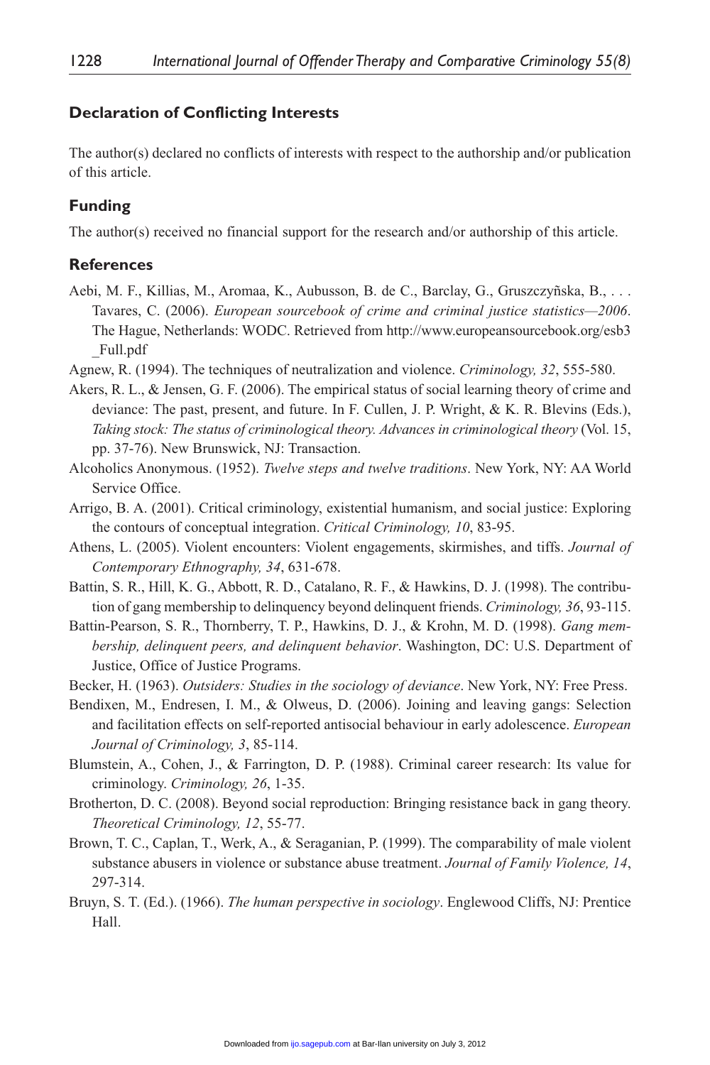## Declaration of Conflicting Interests

The author(s) declared no conflicts of interests with respect to the authorship and/or publication of this article.

## Funding

The author(s) received no financial support for the research and/or authorship of this article.

## References

Aebi, M. F., Killias, M., Aromaa, K., Aubusson, B. de C., Barclay, G., Gruszczyñska, B., . . . Tavares, C. (2006). *European sourcebook of crime and criminal justice statistics—2006*. The Hague, Netherlands: WODC. Retrieved from http://www.europeansourcebook.org/esb3_Full.pdf

Agnew, R. (1994). The techniques of neutralization and violence. *Criminology, 32*, 555-580.

Akers, R. L., & Jensen, G. F. (2006). The empirical status of social learning theory of crime and deviance: The past, present, and future. In F. Cullen, J. P. Wright, & K. R. Blevins (Eds.), *Taking stock: The status of criminological theory. Advances in criminological theory* (Vol. 15, pp. 37-76). New Brunswick, NJ: Transaction.

Alcoholics Anonymous. (1952). *Twelve steps and twelve traditions*. New York, NY: AA World Service Office.

Arrigo, B. A. (2001). Critical criminology, existential humanism, and social justice: Exploring the contours of conceptual integration. *Critical Criminology, 10*, 83-95.

Athens, L. (2005). Violent encounters: Violent engagements, skirmishes, and tiffs. *Journal of Contemporary Ethnography, 34*, 631-678.

Battin, S. R., Hill, K. G., Abbott, R. D., Catalano, R. F., & Hawkins, D. J. (1998). The contribution of gang membership to delinquency beyond delinquent friends. *Criminology, 36*, 93-115.

Battin-Pearson, S. R., Thornberry, T. P., Hawkins, D. J., & Krohn, M. D. (1998). *Gang membership, delinquent peers, and delinquent behavior*. Washington, DC: U.S. Department of Justice, Office of Justice Programs.

Becker, H. (1963). *Outsiders: Studies in the sociology of deviance*. New York, NY: Free Press.

Bendixen, M., Endresen, I. M., & Olweus, D. (2006). Joining and leaving gangs: Selection and facilitation effects on self-reported antisocial behaviour in early adolescence. *European Journal of Criminology, 3*, 85-114.

Blumstein, A., Cohen, J., & Farrington, D. P. (1988). Criminal career research: Its value for criminology. *Criminology, 26*, 1-35.

Brotherton, D. C. (2008). Beyond social reproduction: Bringing resistance back in gang theory. *Theoretical Criminology, 12*, 55-77.

Brown, T. C., Caplan, T., Werk, A., & Seraganian, P. (1999). The comparability of male violent substance abusers in violence or substance abuse treatment. *Journal of Family Violence, 14*, 297-314.

Bruyn, S. T. (Ed.). (1966). *The human perspective in sociology*. Englewood Cliffs, NJ: Prentice Hall.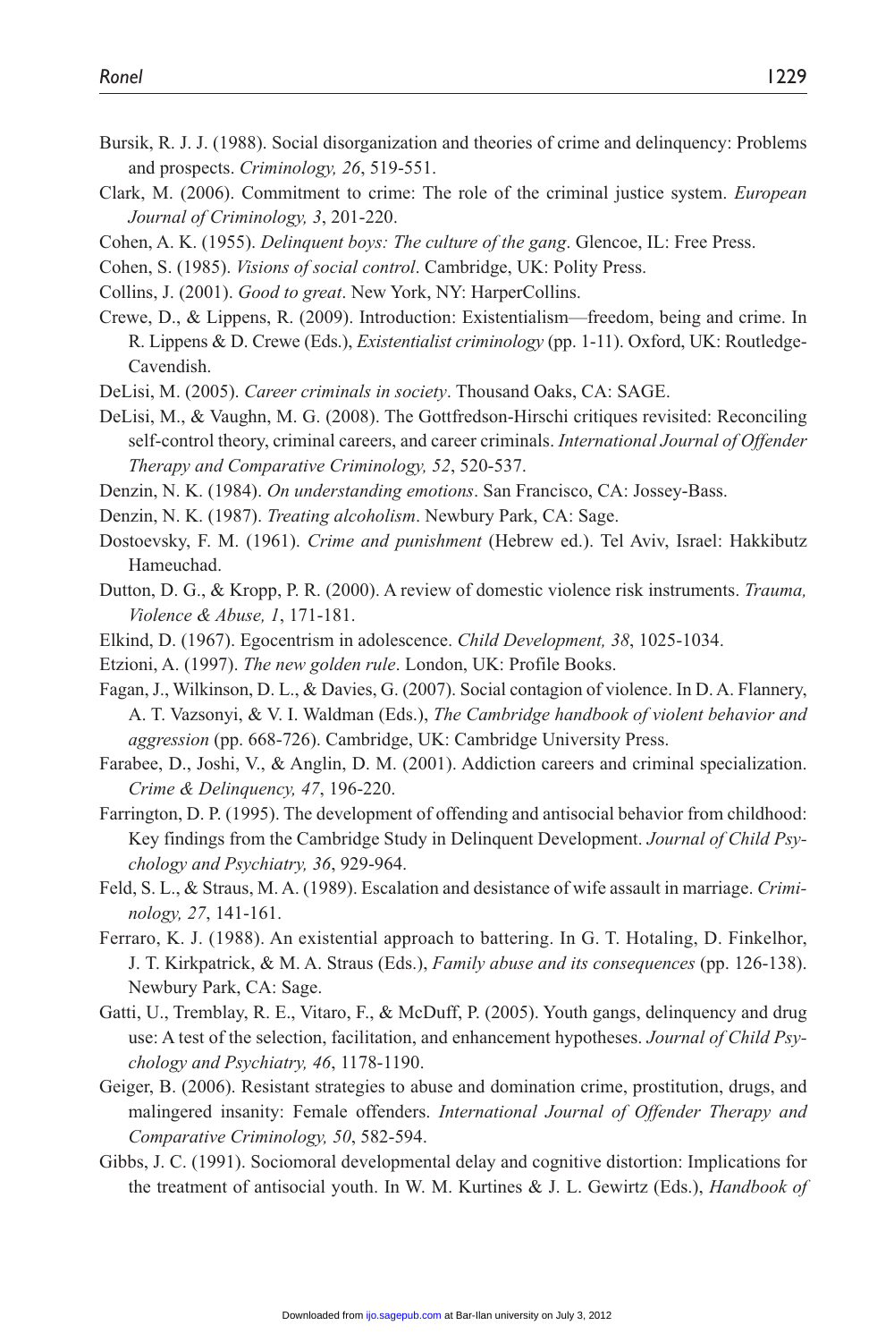Bursik, R. J. J. (1988). Social disorganization and theories of crime and delinquency: Problems and prospects. *Criminology, 26*, 519-551.

Clark, M. (2006). Commitment to crime: The role of the criminal justice system. *European Journal of Criminology, 3*, 201-220.

Cohen, A. K. (1955). *Delinquent boys: The culture of the gang*. Glencoe, IL: Free Press.

Cohen, S. (1985). *Visions of social control*. Cambridge, UK: Polity Press.

Collins, J. (2001). *Good to great*. New York, NY: HarperCollins.

Crewe, D., & Lippens, R. (2009). Introduction: Existentialism—freedom, being and crime. In R. Lippens & D. Crewe (Eds.), *Existentialist criminology* (pp. 1-11). Oxford, UK: Routledge-Cavendish.

DeLisi, M. (2005). *Career criminals in society*. Thousand Oaks, CA: SAGE.

DeLisi, M., & Vaughn, M. G. (2008). The Gottfredson-Hirschi critiques revisited: Reconciling self-control theory, criminal careers, and career criminals. *International Journal of Offender Therapy and Comparative Criminology, 52*, 520-537.

Denzin, N. K. (1984). *On understanding emotions*. San Francisco, CA: Jossey-Bass.

Denzin, N. K. (1987). *Treating alcoholism*. Newbury Park, CA: Sage.

Dostoevsky, F. M. (1961). *Crime and punishment* (Hebrew ed.). Tel Aviv, Israel: Hakkibutz Hameuchad.

Dutton, D. G., & Kropp, P. R. (2000). A review of domestic violence risk instruments. *Trauma, Violence & Abuse, 1*, 171-181.

Elkind, D. (1967). Egocentrism in adolescence. *Child Development, 38*, 1025-1034.

Etzioni, A. (1997). *The new golden rule*. London, UK: Profile Books.

Fagan, J., Wilkinson, D. L., & Davies, G. (2007). Social contagion of violence. In D. A. Flannery, A. T. Vazsonyi, & V. I. Waldman (Eds.), *The Cambridge handbook of violent behavior and aggression* (pp. 668-726). Cambridge, UK: Cambridge University Press.

Farabee, D., Joshi, V., & Anglin, D. M. (2001). Addiction careers and criminal specialization. *Crime & Delinquency, 47*, 196-220.

Farrington, D. P. (1995). The development of offending and antisocial behavior from childhood: Key findings from the Cambridge Study in Delinquent Development. *Journal of Child Psychology and Psychiatry, 36*, 929-964.

Feld, S. L., & Straus, M. A. (1989). Escalation and desistance of wife assault in marriage. *Criminology, 27*, 141-161.

Ferraro, K. J. (1988). An existential approach to battering. In G. T. Hotaling, D. Finkelhor, J. T. Kirkpatrick, & M. A. Straus (Eds.), *Family abuse and its consequences* (pp. 126-138). Newbury Park, CA: Sage.

Gatti, U., Tremblay, R. E., Vitaro, F., & McDuff, P. (2005). Youth gangs, delinquency and drug use: A test of the selection, facilitation, and enhancement hypotheses. *Journal of Child Psychology and Psychiatry, 46*, 1178-1190.

Geiger, B. (2006). Resistant strategies to abuse and domination crime, prostitution, drugs, and malingered insanity: Female offenders. *International Journal of Offender Therapy and Comparative Criminology, 50*, 582-594.

Gibbs, J. C. (1991). Sociomoral developmental delay and cognitive distortion: Implications for the treatment of antisocial youth. In W. M. Kurtines & J. L. Gewirtz (Eds.), *Handbook of*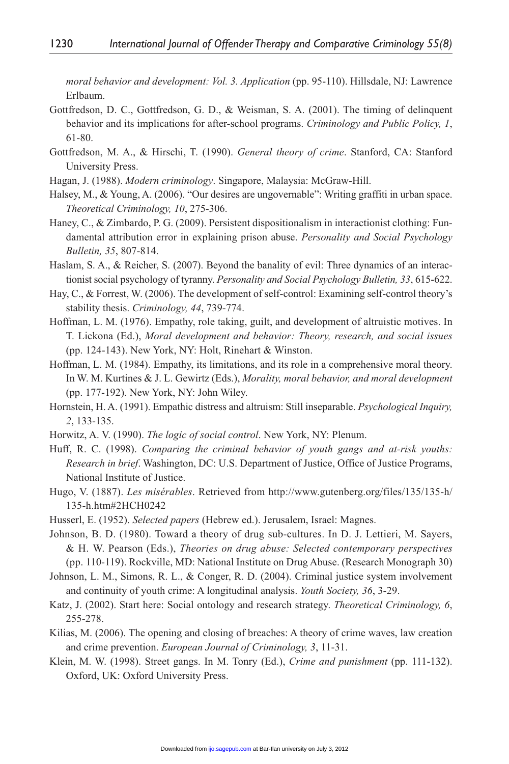*moral behavior and development: Vol. 3. Application* (pp. 95-110). Hillsdale, NJ: Lawrence Erlbaum.

Gottfredson, D. C., Gottfredson, G. D., & Weisman, S. A. (2001). The timing of delinquent behavior and its implications for after-school programs. *Criminology and Public Policy, 1*, 61-80.

Gottfredson, M. A., & Hirschi, T. (1990). *General theory of crime*. Stanford, CA: Stanford University Press.

Hagan, J. (1988). *Modern criminology*. Singapore, Malaysia: McGraw-Hill.

Halsey, M., & Young, A. (2006). "Our desires are ungovernable": Writing graffiti in urban space. *Theoretical Criminology, 10*, 275-306.

Haney, C., & Zimbardo, P. G. (2009). Persistent dispositionalism in interactionist clothing: Fundamental attribution error in explaining prison abuse. *Personality and Social Psychology Bulletin, 35*, 807-814.

Haslam, S. A., & Reicher, S. (2007). Beyond the banality of evil: Three dynamics of an interactionist social psychology of tyranny. *Personality and Social Psychology Bulletin, 33*, 615-622.

Hay, C., & Forrest, W. (2006). The development of self-control: Examining self-control theory's stability thesis. *Criminology, 44*, 739-774.

Hoffman, L. M. (1976). Empathy, role taking, guilt, and development of altruistic motives. In T. Lickona (Ed.), *Moral development and behavior: Theory, research, and social issues* (pp. 124-143). New York, NY: Holt, Rinehart & Winston.

Hoffman, L. M. (1984). Empathy, its limitations, and its role in a comprehensive moral theory. In W. M. Kurtines & J. L. Gewirtz (Eds.), *Morality, moral behavior, and moral development* (pp. 177-192). New York, NY: John Wiley.

Hornstein, H. A. (1991). Empathic distress and altruism: Still inseparable. *Psychological Inquiry, 2*, 133-135.

Horwitz, A. V. (1990). *The logic of social control*. New York, NY: Plenum.

Huff, R. C. (1998). *Comparing the criminal behavior of youth gangs and at-risk youths: Research in brief*. Washington, DC: U.S. Department of Justice, Office of Justice Programs, National Institute of Justice.

Hugo, V. (1887). *Les misérables*. Retrieved from http://www.gutenberg.org/files/135/135-h/135-h.htm#2HCH0242

Husserl, E. (1952). *Selected papers* (Hebrew ed.). Jerusalem, Israel: Magnes.

Johnson, B. D. (1980). Toward a theory of drug sub-cultures. In D. J. Lettieri, M. Sayers, & H. W. Pearson (Eds.), *Theories on drug abuse: Selected contemporary perspectives* (pp. 110-119). Rockville, MD: National Institute on Drug Abuse. (Research Monograph 30)

Johnson, L. M., Simons, R. L., & Conger, R. D. (2004). Criminal justice system involvement and continuity of youth crime: A longitudinal analysis. *Youth Society, 36*, 3-29.

Katz, J. (2002). Start here: Social ontology and research strategy. *Theoretical Criminology, 6*, 255-278.

Kilias, M. (2006). The opening and closing of breaches: A theory of crime waves, law creation and crime prevention. *European Journal of Criminology, 3*, 11-31.

Klein, M. W. (1998). Street gangs. In M. Tonry (Ed.), *Crime and punishment* (pp. 111-132). Oxford, UK: Oxford University Press.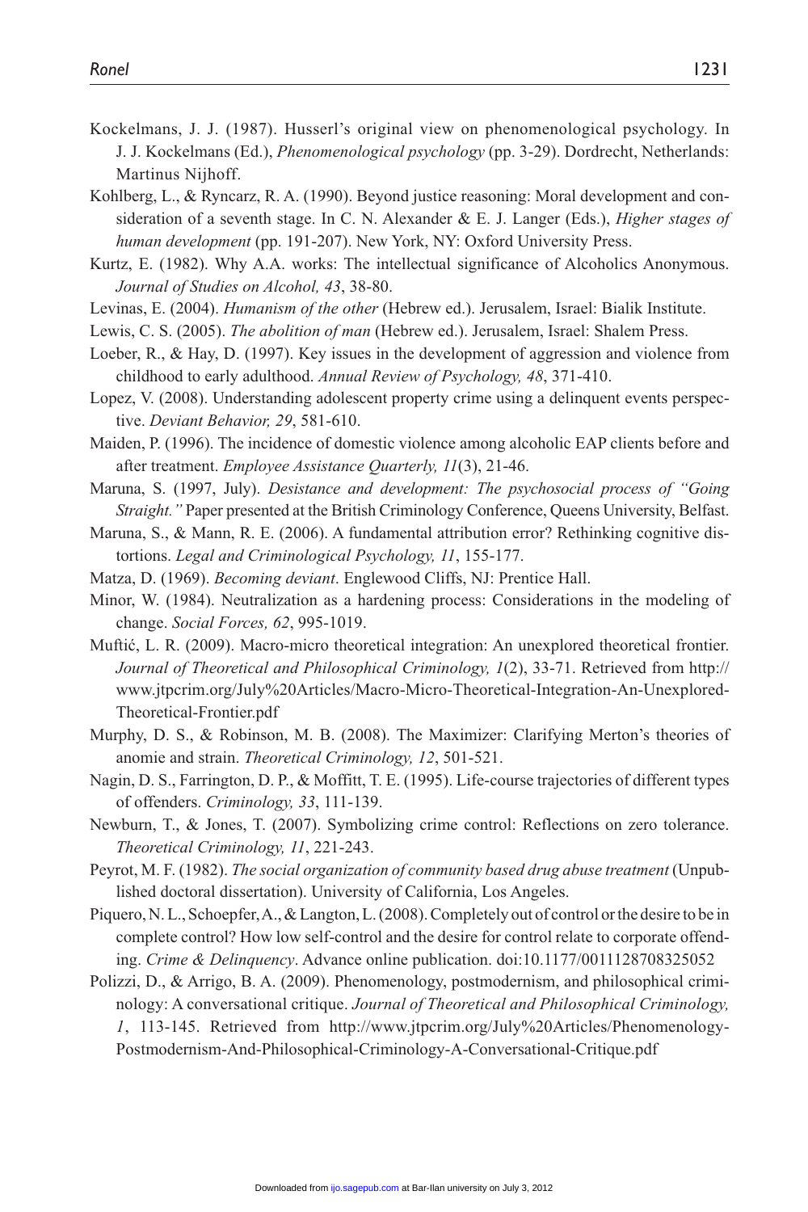Kockelmans, J. J. (1987). Husserl's original view on phenomenological psychology. In J. J. Kockelmans (Ed.), *Phenomenological psychology* (pp. 3-29). Dordrecht, Netherlands: Martinus Nijhoff.

Kohlberg, L., & Ryncarz, R. A. (1990). Beyond justice reasoning: Moral development and consideration of a seventh stage. In C. N. Alexander & E. J. Langer (Eds.), *Higher stages of human development* (pp. 191-207). New York, NY: Oxford University Press.

Kurtz, E. (1982). Why A.A. works: The intellectual significance of Alcoholics Anonymous. *Journal of Studies on Alcohol, 43*, 38-80.

Levinas, E. (2004). *Humanism of the other* (Hebrew ed.). Jerusalem, Israel: Bialik Institute.

Lewis, C. S. (2005). *The abolition of man* (Hebrew ed.). Jerusalem, Israel: Shalem Press.

Loeber, R., & Hay, D. (1997). Key issues in the development of aggression and violence from childhood to early adulthood. *Annual Review of Psychology, 48*, 371-410.

Lopez, V. (2008). Understanding adolescent property crime using a delinquent events perspective. *Deviant Behavior, 29*, 581-610.

Maiden, P. (1996). The incidence of domestic violence among alcoholic EAP clients before and after treatment. *Employee Assistance Quarterly, 11*(3), 21-46.

Maruna, S. (1997, July). *Desistance and development: The psychosocial process of "Going Straight."* Paper presented at the British Criminology Conference, Queens University, Belfast.

Maruna, S., & Mann, R. E. (2006). A fundamental attribution error? Rethinking cognitive distortions. *Legal and Criminological Psychology, 11*, 155-177.

Matza, D. (1969). *Becoming deviant*. Englewood Cliffs, NJ: Prentice Hall.

Minor, W. (1984). Neutralization as a hardening process: Considerations in the modeling of change. *Social Forces, 62*, 995-1019.

Muftić, L. R. (2009). Macro-micro theoretical integration: An unexplored theoretical frontier. *Journal of Theoretical and Philosophical Criminology, 1*(2), 33-71. Retrieved from http://www.jtpcrim.org/July%20Articles/Macro-Micro-Theoretical-Integration-An-Unexplored-Theoretical-Frontier.pdf

Murphy, D. S., & Robinson, M. B. (2008). The Maximizer: Clarifying Merton's theories of anomie and strain. *Theoretical Criminology, 12*, 501-521.

Nagin, D. S., Farrington, D. P., & Moffitt, T. E. (1995). Life-course trajectories of different types of offenders. *Criminology, 33*, 111-139.

Newburn, T., & Jones, T. (2007). Symbolizing crime control: Reflections on zero tolerance. *Theoretical Criminology, 11*, 221-243.

Peyrot, M. F. (1982). *The social organization of community based drug abuse treatment* (Unpublished doctoral dissertation). University of California, Los Angeles.

Piquero, N. L., Schoepfer, A., & Langton, L. (2008). Completely out of control or the desire to be in complete control? How low self-control and the desire for control relate to corporate offending. *Crime & Delinquency*. Advance online publication. doi:10.1177/0011128708325052

Polizzi, D., & Arrigo, B. A. (2009). Phenomenology, postmodernism, and philosophical criminology: A conversational critique. *Journal of Theoretical and Philosophical Criminology, 1*, 113-145. Retrieved from http://www.jtpcrim.org/July%20Articles/Phenomenology-Postmodernism-And-Philosophical-Criminology-A-Conversational-Critique.pdf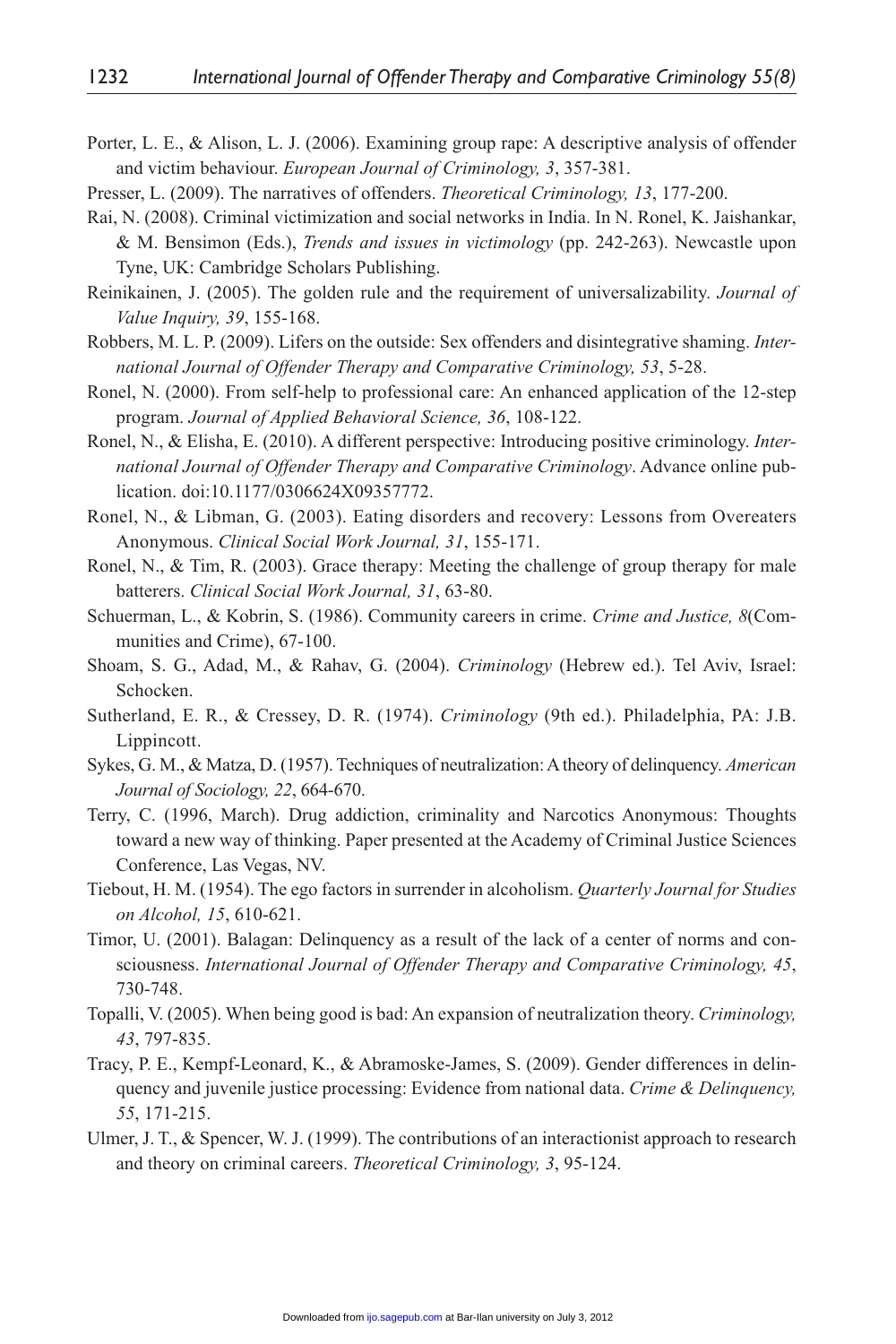Porter, L. E., & Alison, L. J. (2006). Examining group rape: A descriptive analysis of offender and victim behaviour. *European Journal of Criminology, 3*, 357-381.

Presser, L. (2009). The narratives of offenders. *Theoretical Criminology, 13*, 177-200.

Rai, N. (2008). Criminal victimization and social networks in India. In N. Ronel, K. Jaishankar, & M. Bensimon (Eds.), *Trends and issues in victimology* (pp. 242-263). Newcastle upon Tyne, UK: Cambridge Scholars Publishing.

Reinikainen, J. (2005). The golden rule and the requirement of universalizability. *Journal of Value Inquiry, 39*, 155-168.

Robbers, M. L. P. (2009). Lifers on the outside: Sex offenders and disintegrative shaming. *International Journal of Offender Therapy and Comparative Criminology, 53*, 5-28.

Ronel, N. (2000). From self-help to professional care: An enhanced application of the 12-step program. *Journal of Applied Behavioral Science, 36*, 108-122.

Ronel, N., & Elisha, E. (2010). A different perspective: Introducing positive criminology. *International Journal of Offender Therapy and Comparative Criminology*. Advance online publication. doi:10.1177/0306624X09357772.

Ronel, N., & Libman, G. (2003). Eating disorders and recovery: Lessons from Overeaters Anonymous. *Clinical Social Work Journal, 31*, 155-171.

Ronel, N., & Tim, R. (2003). Grace therapy: Meeting the challenge of group therapy for male batterers. *Clinical Social Work Journal, 31*, 63-80.

Schuerman, L., & Kobrin, S. (1986). Community careers in crime. *Crime and Justice, 8*(Communities and Crime), 67-100.

Shoam, S. G., Adad, M., & Rahav, G. (2004). *Criminology* (Hebrew ed.). Tel Aviv, Israel: Schocken.

Sutherland, E. R., & Cressey, D. R. (1974). *Criminology* (9th ed.). Philadelphia, PA: J.B. Lippincott.

Sykes, G. M., & Matza, D. (1957). Techniques of neutralization: A theory of delinquency. *American Journal of Sociology, 22*, 664-670.

Terry, C. (1996, March). Drug addiction, criminality and Narcotics Anonymous: Thoughts toward a new way of thinking. Paper presented at the Academy of Criminal Justice Sciences Conference, Las Vegas, NV.

Tiebout, H. M. (1954). The ego factors in surrender in alcoholism. *Quarterly Journal for Studies on Alcohol, 15*, 610-621.

Timor, U. (2001). Balagan: Delinquency as a result of the lack of a center of norms and consciousness. *International Journal of Offender Therapy and Comparative Criminology, 45*, 730-748.

Topalli, V. (2005). When being good is bad: An expansion of neutralization theory. *Criminology, 43*, 797-835.

Tracy, P. E., Kempf-Leonard, K., & Abramoske-James, S. (2009). Gender differences in delinquency and juvenile justice processing: Evidence from national data. *Crime & Delinquency, 55*, 171-215.

Ulmer, J. T., & Spencer, W. J. (1999). The contributions of an interactionist approach to research and theory on criminal careers. *Theoretical Criminology, 3*, 95-124.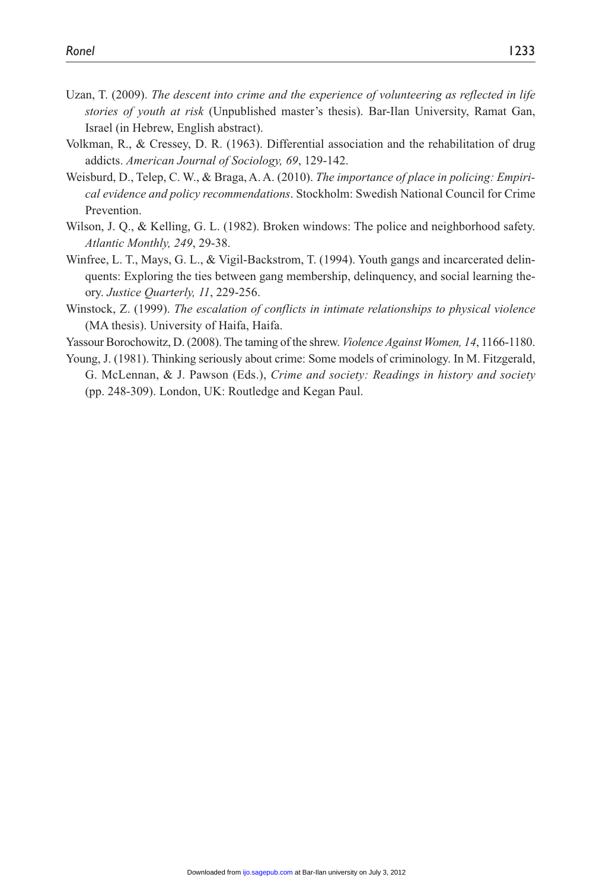Uzan, T. (2009). *The descent into crime and the experience of volunteering as reflected in life stories of youth at risk* (Unpublished master's thesis). Bar-Ilan University, Ramat Gan, Israel (in Hebrew, English abstract).

Volkman, R., & Cressey, D. R. (1963). Differential association and the rehabilitation of drug addicts. *American Journal of Sociology, 69*, 129-142.

Weisburd, D., Telep, C. W., & Braga, A. A. (2010). *The importance of place in policing: Empirical evidence and policy recommendations*. Stockholm: Swedish National Council for Crime Prevention.

Wilson, J. Q., & Kelling, G. L. (1982). Broken windows: The police and neighborhood safety. *Atlantic Monthly, 249*, 29-38.

Winfree, L. T., Mays, G. L., & Vigil-Backstrom, T. (1994). Youth gangs and incarcerated delinquents: Exploring the ties between gang membership, delinquency, and social learning theory. *Justice Quarterly, 11*, 229-256.

Winstock, Z. (1999). *The escalation of conflicts in intimate relationships to physical violence* (MA thesis). University of Haifa, Haifa.

Yassour Borochowitz, D. (2008). The taming of the shrew. *Violence Against Women, 14*, 1166-1180.

Young, J. (1981). Thinking seriously about crime: Some models of criminology. In M. Fitzgerald, G. McLennan, & J. Pawson (Eds.), *Crime and society: Readings in history and society* (pp. 248-309). London, UK: Routledge and Kegan Paul.